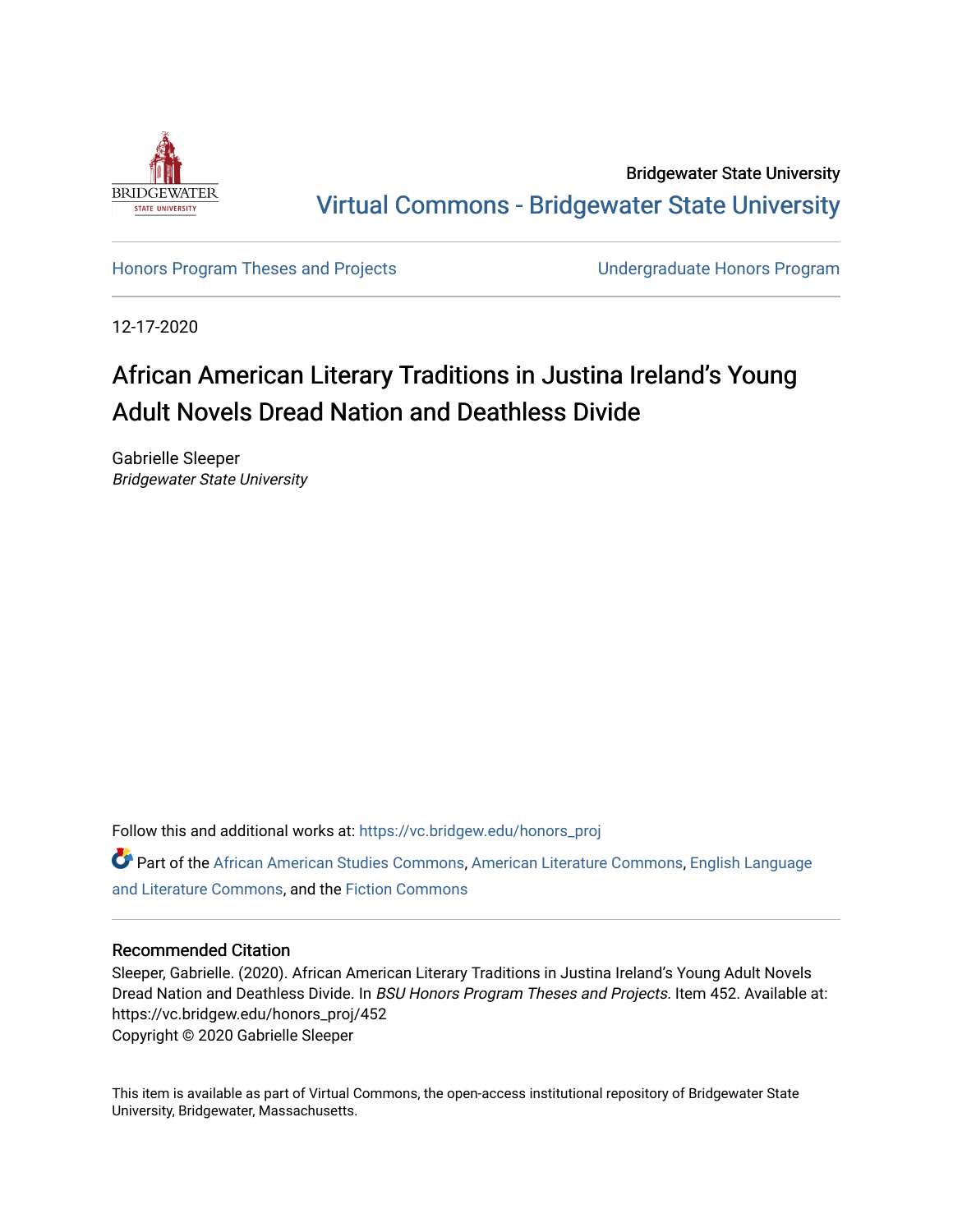Bridgewater State University

Virtual Commons - Bridgewater State University

Honors Program Theses and Projects | Undergraduate Honors Program

12-17-2020

# African American Literary Traditions in Justina Ireland's Young Adult Novels Dread Nation and Deathless Divide

Gabrielle Sleeper
*Bridgewater State University*

Follow this and additional works at: https://vc.bridgew.edu/honors_proj

Part of the African American Studies Commons, American Literature Commons, English Language and Literature Commons, and the Fiction Commons

## Recommended Citation

Sleeper, Gabrielle. (2020). African American Literary Traditions in Justina Ireland's Young Adult Novels Dread Nation and Deathless Divide. In *BSU Honors Program Theses and Projects.* Item 452. Available at: https://vc.bridgew.edu/honors_proj/452
Copyright © 2020 Gabrielle Sleeper

This item is available as part of Virtual Commons, the open-access institutional repository of Bridgewater State University, Bridgewater, Massachusetts.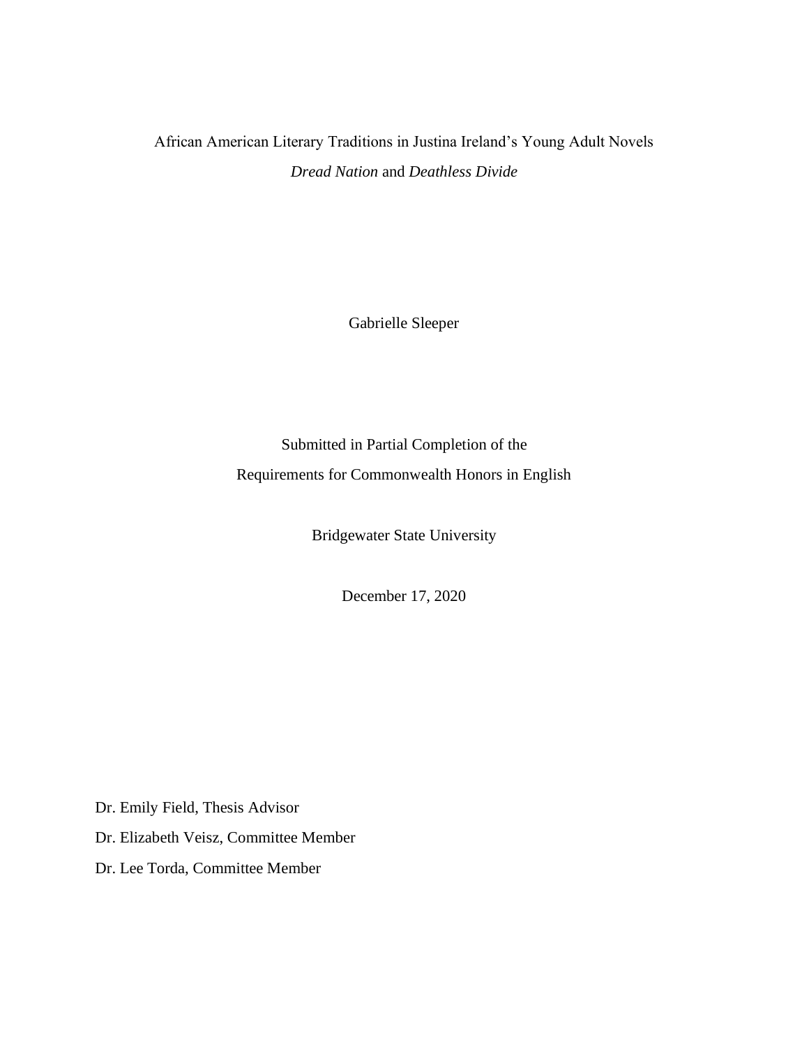# African American Literary Traditions in Justina Ireland's Young Adult Novels *Dread Nation* and *Deathless Divide*

Gabrielle Sleeper

Submitted in Partial Completion of the
Requirements for Commonwealth Honors in English

Bridgewater State University

December 17, 2020

Dr. Emily Field, Thesis Advisor

Dr. Elizabeth Veisz, Committee Member

Dr. Lee Torda, Committee Member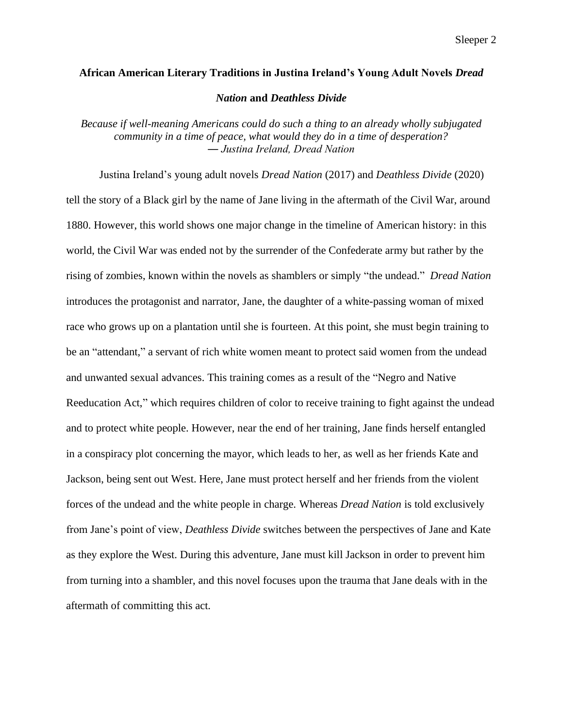# African American Literary Traditions in Justina Ireland's Young Adult Novels *Dread Nation* and *Deathless Divide*

*Because if well-meaning Americans could do such a thing to an already wholly subjugated community in a time of peace, what would they do in a time of desperation?*
*— Justina Ireland, Dread Nation*

Justina Ireland's young adult novels *Dread Nation* (2017) and *Deathless Divide* (2020) tell the story of a Black girl by the name of Jane living in the aftermath of the Civil War, around 1880. However, this world shows one major change in the timeline of American history: in this world, the Civil War was ended not by the surrender of the Confederate army but rather by the rising of zombies, known within the novels as shamblers or simply "the undead." *Dread Nation* introduces the protagonist and narrator, Jane, the daughter of a white-passing woman of mixed race who grows up on a plantation until she is fourteen. At this point, she must begin training to be an "attendant," a servant of rich white women meant to protect said women from the undead and unwanted sexual advances. This training comes as a result of the "Negro and Native Reeducation Act," which requires children of color to receive training to fight against the undead and to protect white people. However, near the end of her training, Jane finds herself entangled in a conspiracy plot concerning the mayor, which leads to her, as well as her friends Kate and Jackson, being sent out West. Here, Jane must protect herself and her friends from the violent forces of the undead and the white people in charge. Whereas *Dread Nation* is told exclusively from Jane's point of view, *Deathless Divide* switches between the perspectives of Jane and Kate as they explore the West. During this adventure, Jane must kill Jackson in order to prevent him from turning into a shambler, and this novel focuses upon the trauma that Jane deals with in the aftermath of committing this act.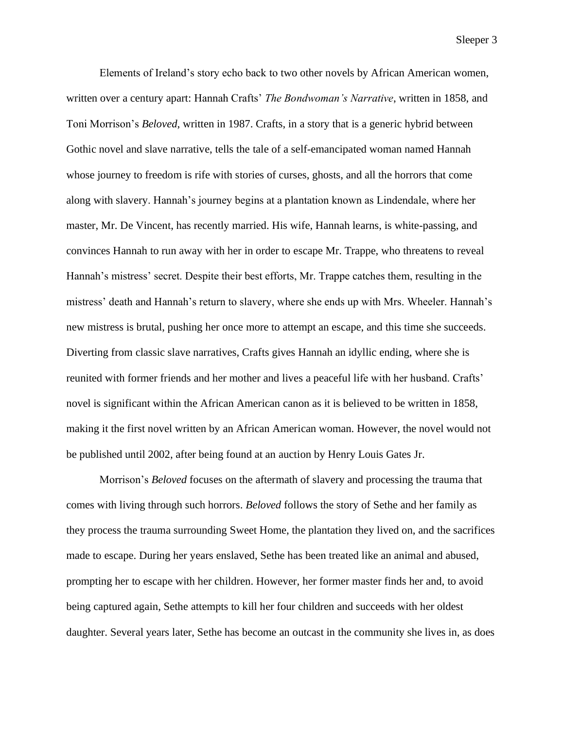Elements of Ireland's story echo back to two other novels by African American women, written over a century apart: Hannah Crafts' *The Bondwoman's Narrative*, written in 1858, and Toni Morrison's *Beloved*, written in 1987. Crafts, in a story that is a generic hybrid between Gothic novel and slave narrative, tells the tale of a self-emancipated woman named Hannah whose journey to freedom is rife with stories of curses, ghosts, and all the horrors that come along with slavery. Hannah's journey begins at a plantation known as Lindendale, where her master, Mr. De Vincent, has recently married. His wife, Hannah learns, is white-passing, and convinces Hannah to run away with her in order to escape Mr. Trappe, who threatens to reveal Hannah's mistress' secret. Despite their best efforts, Mr. Trappe catches them, resulting in the mistress' death and Hannah's return to slavery, where she ends up with Mrs. Wheeler. Hannah's new mistress is brutal, pushing her once more to attempt an escape, and this time she succeeds. Diverting from classic slave narratives, Crafts gives Hannah an idyllic ending, where she is reunited with former friends and her mother and lives a peaceful life with her husband. Crafts' novel is significant within the African American canon as it is believed to be written in 1858, making it the first novel written by an African American woman. However, the novel would not be published until 2002, after being found at an auction by Henry Louis Gates Jr.

Morrison's *Beloved* focuses on the aftermath of slavery and processing the trauma that comes with living through such horrors. *Beloved* follows the story of Sethe and her family as they process the trauma surrounding Sweet Home, the plantation they lived on, and the sacrifices made to escape. During her years enslaved, Sethe has been treated like an animal and abused, prompting her to escape with her children. However, her former master finds her and, to avoid being captured again, Sethe attempts to kill her four children and succeeds with her oldest daughter. Several years later, Sethe has become an outcast in the community she lives in, as does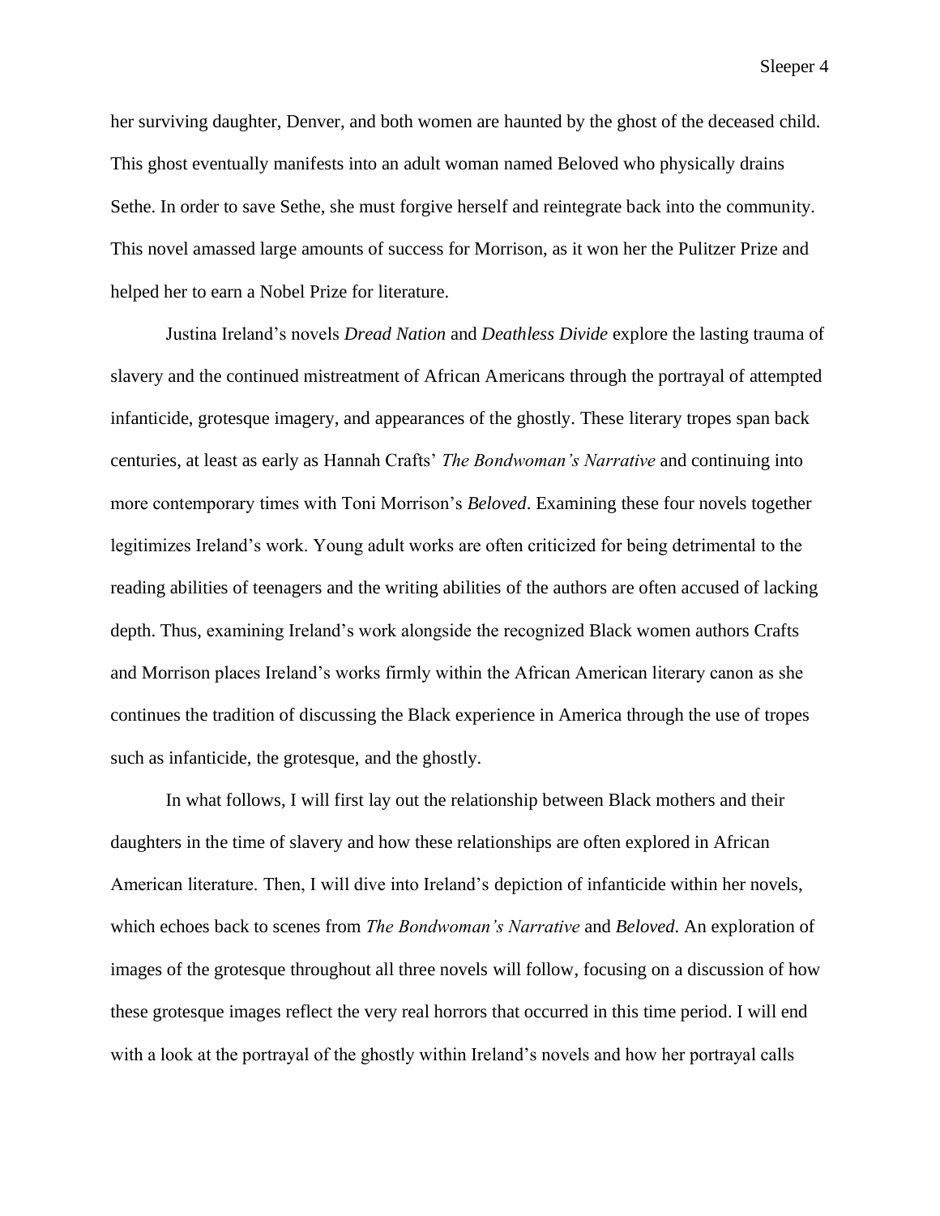her surviving daughter, Denver, and both women are haunted by the ghost of the deceased child. This ghost eventually manifests into an adult woman named Beloved who physically drains Sethe. In order to save Sethe, she must forgive herself and reintegrate back into the community. This novel amassed large amounts of success for Morrison, as it won her the Pulitzer Prize and helped her to earn a Nobel Prize for literature.

Justina Ireland's novels *Dread Nation* and *Deathless Divide* explore the lasting trauma of slavery and the continued mistreatment of African Americans through the portrayal of attempted infanticide, grotesque imagery, and appearances of the ghostly. These literary tropes span back centuries, at least as early as Hannah Crafts' *The Bondwoman's Narrative* and continuing into more contemporary times with Toni Morrison's *Beloved*. Examining these four novels together legitimizes Ireland's work. Young adult works are often criticized for being detrimental to the reading abilities of teenagers and the writing abilities of the authors are often accused of lacking depth. Thus, examining Ireland's work alongside the recognized Black women authors Crafts and Morrison places Ireland's works firmly within the African American literary canon as she continues the tradition of discussing the Black experience in America through the use of tropes such as infanticide, the grotesque, and the ghostly.

In what follows, I will first lay out the relationship between Black mothers and their daughters in the time of slavery and how these relationships are often explored in African American literature. Then, I will dive into Ireland's depiction of infanticide within her novels, which echoes back to scenes from *The Bondwoman's Narrative* and *Beloved*. An exploration of images of the grotesque throughout all three novels will follow, focusing on a discussion of how these grotesque images reflect the very real horrors that occurred in this time period. I will end with a look at the portrayal of the ghostly within Ireland's novels and how her portrayal calls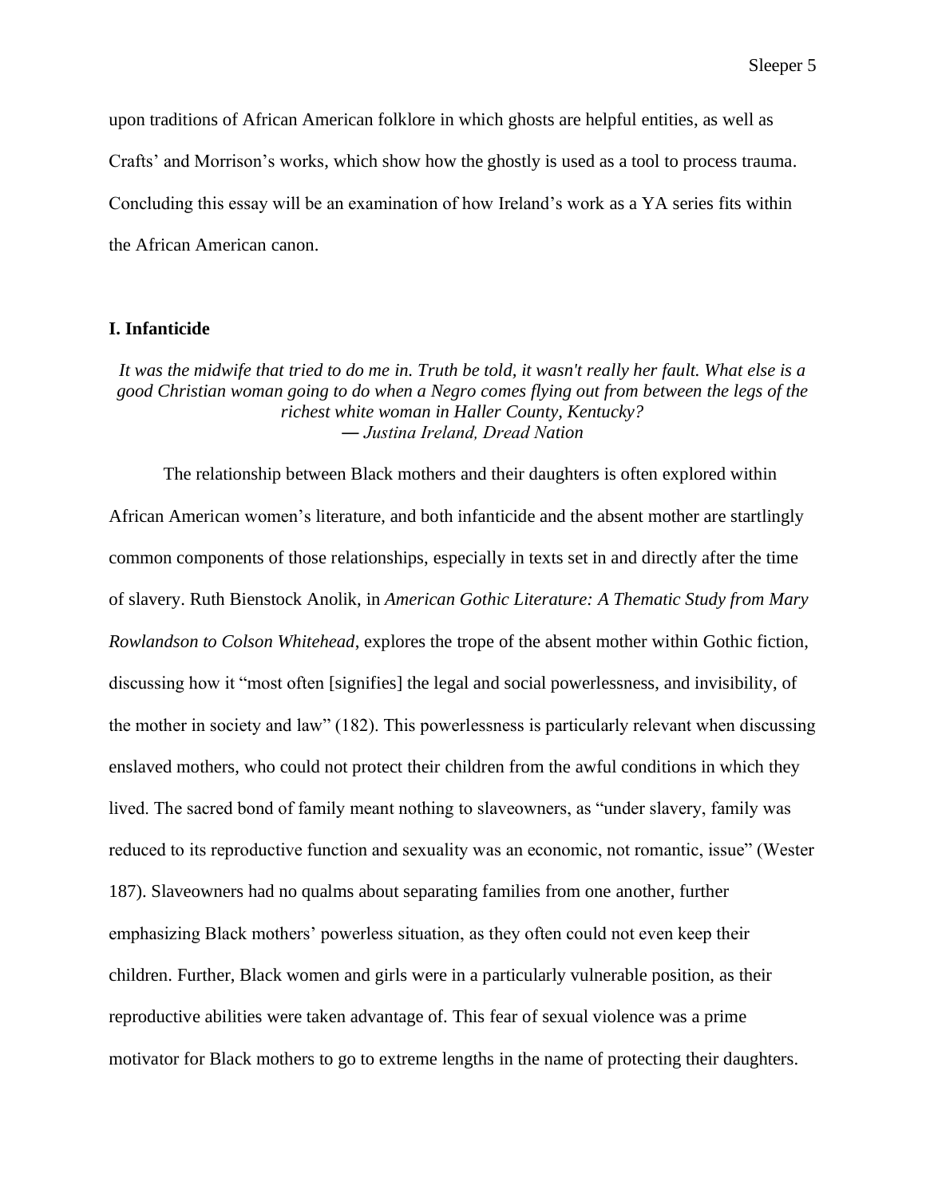upon traditions of African American folklore in which ghosts are helpful entities, as well as Crafts' and Morrison's works, which show how the ghostly is used as a tool to process trauma. Concluding this essay will be an examination of how Ireland's work as a YA series fits within the African American canon.

## I. Infanticide

*It was the midwife that tried to do me in. Truth be told, it wasn't really her fault. What else is a good Christian woman going to do when a Negro comes flying out from between the legs of the richest white woman in Haller County, Kentucky?*
*― Justina Ireland, Dread Nation*

The relationship between Black mothers and their daughters is often explored within African American women's literature, and both infanticide and the absent mother are startlingly common components of those relationships, especially in texts set in and directly after the time of slavery. Ruth Bienstock Anolik, in *American Gothic Literature: A Thematic Study from Mary Rowlandson to Colson Whitehead*, explores the trope of the absent mother within Gothic fiction, discussing how it "most often [signifies] the legal and social powerlessness, and invisibility, of the mother in society and law" (182). This powerlessness is particularly relevant when discussing enslaved mothers, who could not protect their children from the awful conditions in which they lived. The sacred bond of family meant nothing to slaveowners, as "under slavery, family was reduced to its reproductive function and sexuality was an economic, not romantic, issue" (Wester 187). Slaveowners had no qualms about separating families from one another, further emphasizing Black mothers' powerless situation, as they often could not even keep their children. Further, Black women and girls were in a particularly vulnerable position, as their reproductive abilities were taken advantage of. This fear of sexual violence was a prime motivator for Black mothers to go to extreme lengths in the name of protecting their daughters.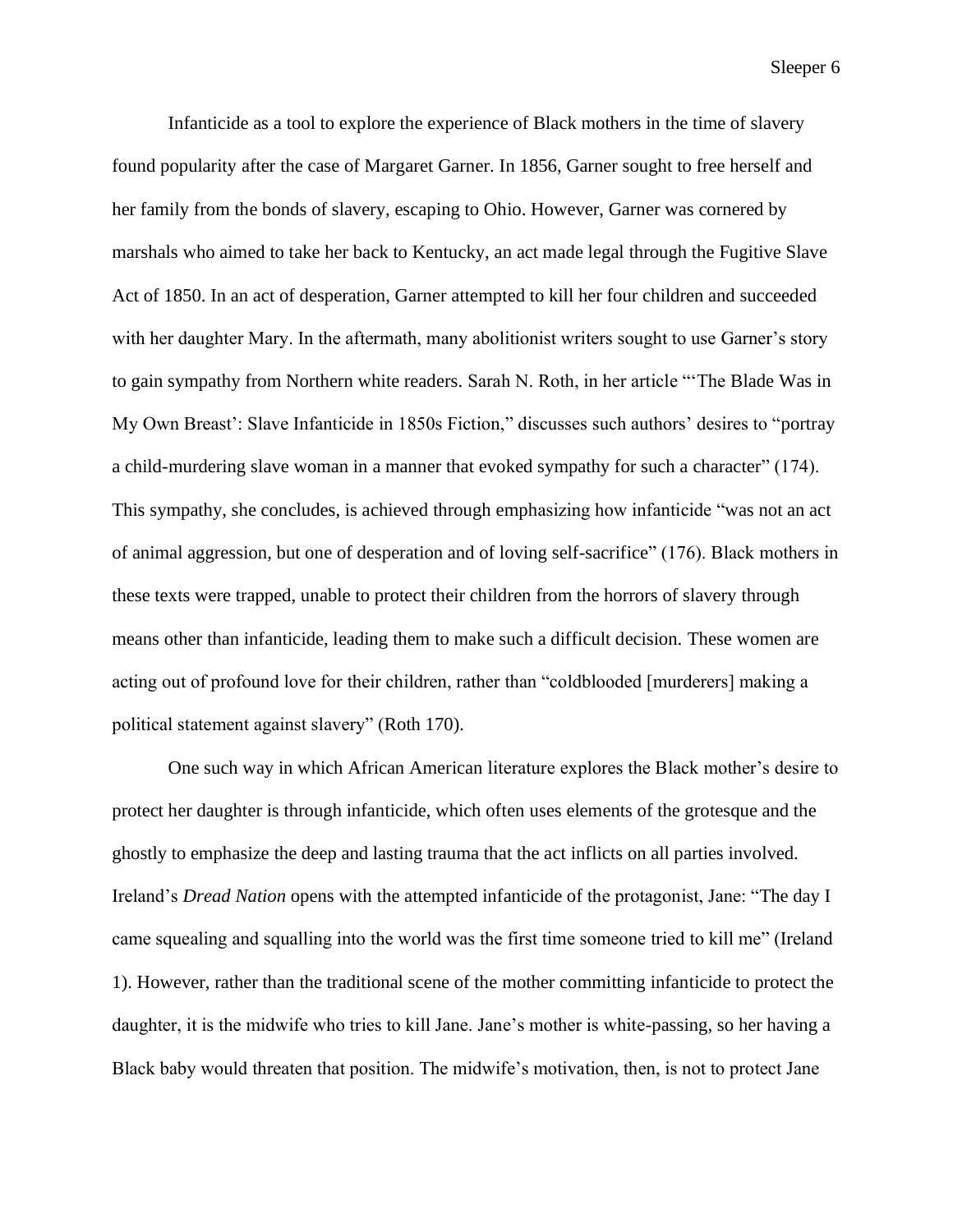Infanticide as a tool to explore the experience of Black mothers in the time of slavery found popularity after the case of Margaret Garner. In 1856, Garner sought to free herself and her family from the bonds of slavery, escaping to Ohio. However, Garner was cornered by marshals who aimed to take her back to Kentucky, an act made legal through the Fugitive Slave Act of 1850. In an act of desperation, Garner attempted to kill her four children and succeeded with her daughter Mary. In the aftermath, many abolitionist writers sought to use Garner's story to gain sympathy from Northern white readers. Sarah N. Roth, in her article "'The Blade Was in My Own Breast': Slave Infanticide in 1850s Fiction," discusses such authors' desires to "portray a child-murdering slave woman in a manner that evoked sympathy for such a character" (174). This sympathy, she concludes, is achieved through emphasizing how infanticide "was not an act of animal aggression, but one of desperation and of loving self-sacrifice" (176). Black mothers in these texts were trapped, unable to protect their children from the horrors of slavery through means other than infanticide, leading them to make such a difficult decision. These women are acting out of profound love for their children, rather than "coldblooded [murderers] making a political statement against slavery" (Roth 170).

One such way in which African American literature explores the Black mother's desire to protect her daughter is through infanticide, which often uses elements of the grotesque and the ghostly to emphasize the deep and lasting trauma that the act inflicts on all parties involved. Ireland's *Dread Nation* opens with the attempted infanticide of the protagonist, Jane: "The day I came squealing and squalling into the world was the first time someone tried to kill me" (Ireland 1). However, rather than the traditional scene of the mother committing infanticide to protect the daughter, it is the midwife who tries to kill Jane. Jane's mother is white-passing, so her having a Black baby would threaten that position. The midwife's motivation, then, is not to protect Jane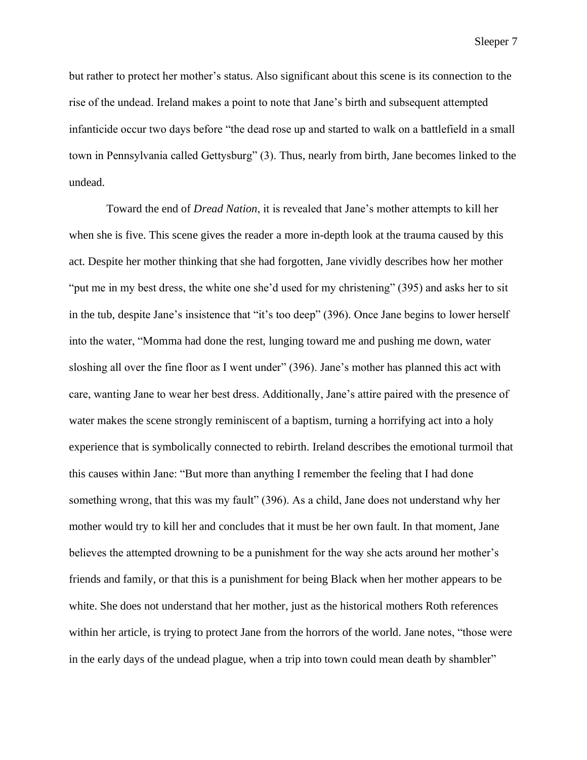but rather to protect her mother's status. Also significant about this scene is its connection to the rise of the undead. Ireland makes a point to note that Jane's birth and subsequent attempted infanticide occur two days before "the dead rose up and started to walk on a battlefield in a small town in Pennsylvania called Gettysburg" (3). Thus, nearly from birth, Jane becomes linked to the undead.

Toward the end of *Dread Nation*, it is revealed that Jane's mother attempts to kill her when she is five. This scene gives the reader a more in-depth look at the trauma caused by this act. Despite her mother thinking that she had forgotten, Jane vividly describes how her mother "put me in my best dress, the white one she'd used for my christening" (395) and asks her to sit in the tub, despite Jane's insistence that "it's too deep" (396). Once Jane begins to lower herself into the water, "Momma had done the rest, lunging toward me and pushing me down, water sloshing all over the fine floor as I went under" (396). Jane's mother has planned this act with care, wanting Jane to wear her best dress. Additionally, Jane's attire paired with the presence of water makes the scene strongly reminiscent of a baptism, turning a horrifying act into a holy experience that is symbolically connected to rebirth. Ireland describes the emotional turmoil that this causes within Jane: "But more than anything I remember the feeling that I had done something wrong, that this was my fault" (396). As a child, Jane does not understand why her mother would try to kill her and concludes that it must be her own fault. In that moment, Jane believes the attempted drowning to be a punishment for the way she acts around her mother's friends and family, or that this is a punishment for being Black when her mother appears to be white. She does not understand that her mother, just as the historical mothers Roth references within her article, is trying to protect Jane from the horrors of the world. Jane notes, "those were in the early days of the undead plague, when a trip into town could mean death by shambler"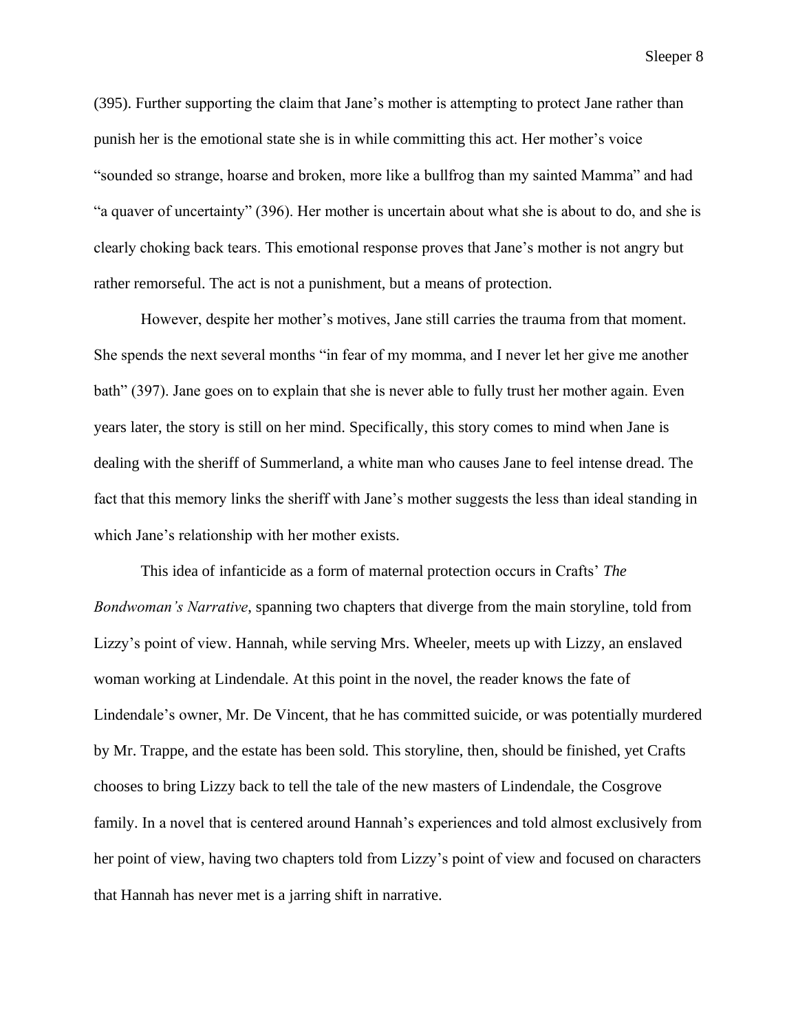(395). Further supporting the claim that Jane's mother is attempting to protect Jane rather than punish her is the emotional state she is in while committing this act. Her mother's voice "sounded so strange, hoarse and broken, more like a bullfrog than my sainted Mamma" and had "a quaver of uncertainty" (396). Her mother is uncertain about what she is about to do, and she is clearly choking back tears. This emotional response proves that Jane's mother is not angry but rather remorseful. The act is not a punishment, but a means of protection.

However, despite her mother's motives, Jane still carries the trauma from that moment. She spends the next several months "in fear of my momma, and I never let her give me another bath" (397). Jane goes on to explain that she is never able to fully trust her mother again. Even years later, the story is still on her mind. Specifically, this story comes to mind when Jane is dealing with the sheriff of Summerland, a white man who causes Jane to feel intense dread. The fact that this memory links the sheriff with Jane's mother suggests the less than ideal standing in which Jane's relationship with her mother exists.

This idea of infanticide as a form of maternal protection occurs in Crafts' *The Bondwoman's Narrative*, spanning two chapters that diverge from the main storyline, told from Lizzy's point of view. Hannah, while serving Mrs. Wheeler, meets up with Lizzy, an enslaved woman working at Lindendale. At this point in the novel, the reader knows the fate of Lindendale's owner, Mr. De Vincent, that he has committed suicide, or was potentially murdered by Mr. Trappe, and the estate has been sold. This storyline, then, should be finished, yet Crafts chooses to bring Lizzy back to tell the tale of the new masters of Lindendale, the Cosgrove family. In a novel that is centered around Hannah's experiences and told almost exclusively from her point of view, having two chapters told from Lizzy's point of view and focused on characters that Hannah has never met is a jarring shift in narrative.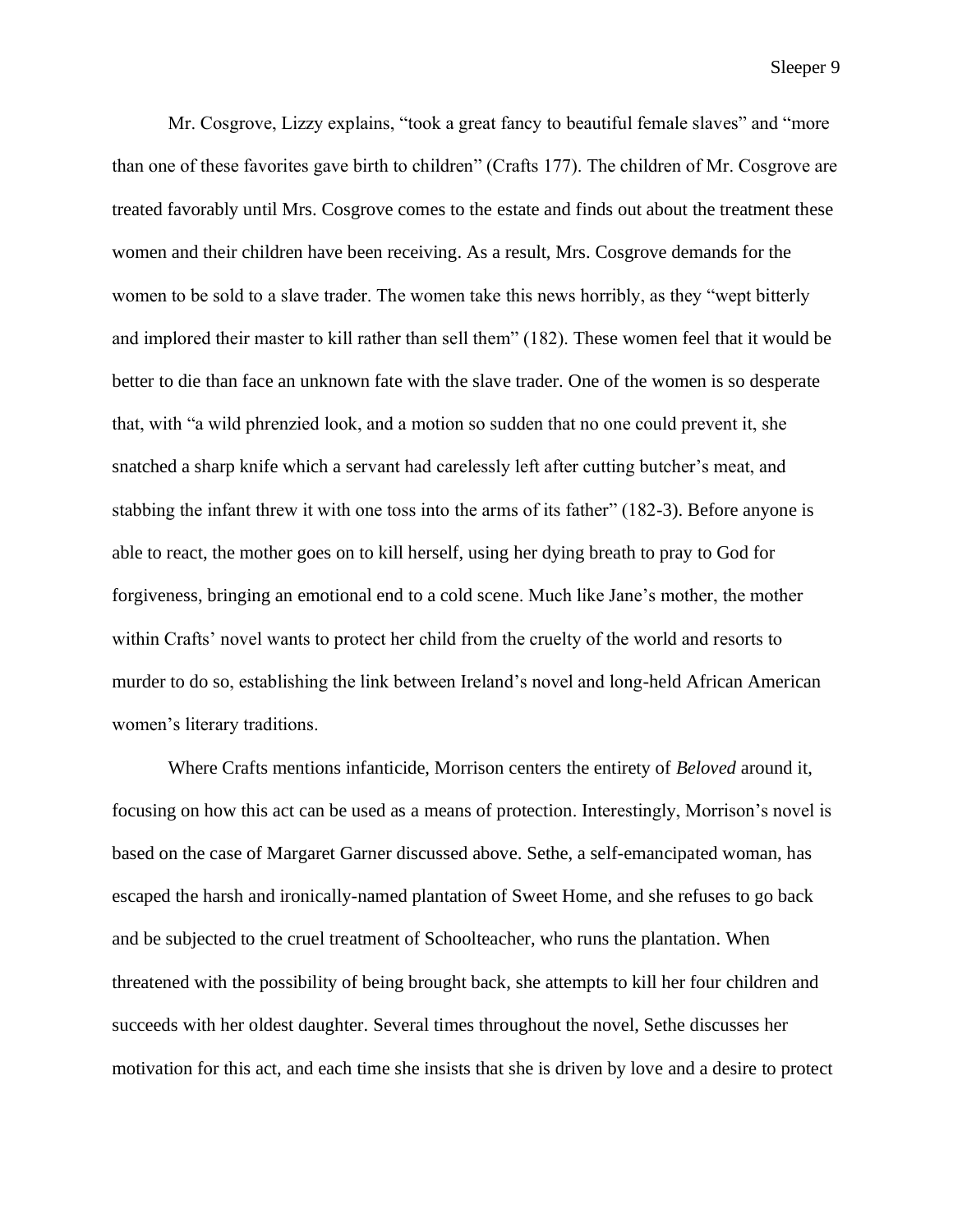Mr. Cosgrove, Lizzy explains, "took a great fancy to beautiful female slaves" and "more than one of these favorites gave birth to children" (Crafts 177). The children of Mr. Cosgrove are treated favorably until Mrs. Cosgrove comes to the estate and finds out about the treatment these women and their children have been receiving. As a result, Mrs. Cosgrove demands for the women to be sold to a slave trader. The women take this news horribly, as they "wept bitterly and implored their master to kill rather than sell them" (182). These women feel that it would be better to die than face an unknown fate with the slave trader. One of the women is so desperate that, with "a wild phrenzied look, and a motion so sudden that no one could prevent it, she snatched a sharp knife which a servant had carelessly left after cutting butcher's meat, and stabbing the infant threw it with one toss into the arms of its father" (182-3). Before anyone is able to react, the mother goes on to kill herself, using her dying breath to pray to God for forgiveness, bringing an emotional end to a cold scene. Much like Jane's mother, the mother within Crafts' novel wants to protect her child from the cruelty of the world and resorts to murder to do so, establishing the link between Ireland's novel and long-held African American women's literary traditions.

Where Crafts mentions infanticide, Morrison centers the entirety of *Beloved* around it, focusing on how this act can be used as a means of protection. Interestingly, Morrison's novel is based on the case of Margaret Garner discussed above. Sethe, a self-emancipated woman, has escaped the harsh and ironically-named plantation of Sweet Home, and she refuses to go back and be subjected to the cruel treatment of Schoolteacher, who runs the plantation. When threatened with the possibility of being brought back, she attempts to kill her four children and succeeds with her oldest daughter. Several times throughout the novel, Sethe discusses her motivation for this act, and each time she insists that she is driven by love and a desire to protect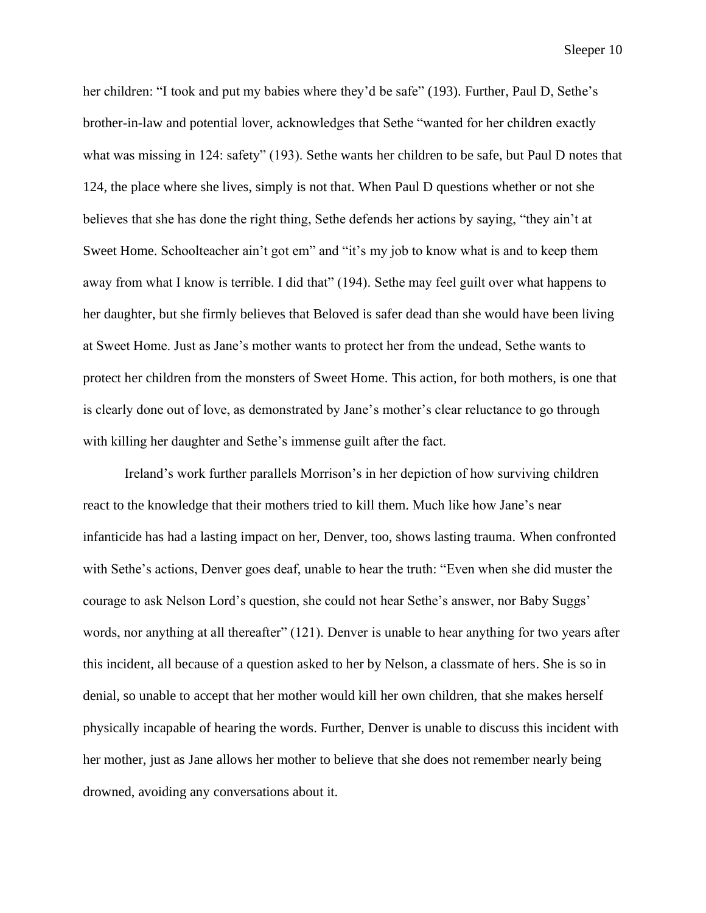her children: "I took and put my babies where they'd be safe" (193). Further, Paul D, Sethe's brother-in-law and potential lover, acknowledges that Sethe "wanted for her children exactly what was missing in 124: safety" (193). Sethe wants her children to be safe, but Paul D notes that 124, the place where she lives, simply is not that. When Paul D questions whether or not she believes that she has done the right thing, Sethe defends her actions by saying, "they ain't at Sweet Home. Schoolteacher ain't got em" and "it's my job to know what is and to keep them away from what I know is terrible. I did that" (194). Sethe may feel guilt over what happens to her daughter, but she firmly believes that Beloved is safer dead than she would have been living at Sweet Home. Just as Jane's mother wants to protect her from the undead, Sethe wants to protect her children from the monsters of Sweet Home. This action, for both mothers, is one that is clearly done out of love, as demonstrated by Jane's mother's clear reluctance to go through with killing her daughter and Sethe's immense guilt after the fact.

Ireland's work further parallels Morrison's in her depiction of how surviving children react to the knowledge that their mothers tried to kill them. Much like how Jane's near infanticide has had a lasting impact on her, Denver, too, shows lasting trauma. When confronted with Sethe's actions, Denver goes deaf, unable to hear the truth: "Even when she did muster the courage to ask Nelson Lord's question, she could not hear Sethe's answer, nor Baby Suggs' words, nor anything at all thereafter" (121). Denver is unable to hear anything for two years after this incident, all because of a question asked to her by Nelson, a classmate of hers. She is so in denial, so unable to accept that her mother would kill her own children, that she makes herself physically incapable of hearing the words. Further, Denver is unable to discuss this incident with her mother, just as Jane allows her mother to believe that she does not remember nearly being drowned, avoiding any conversations about it.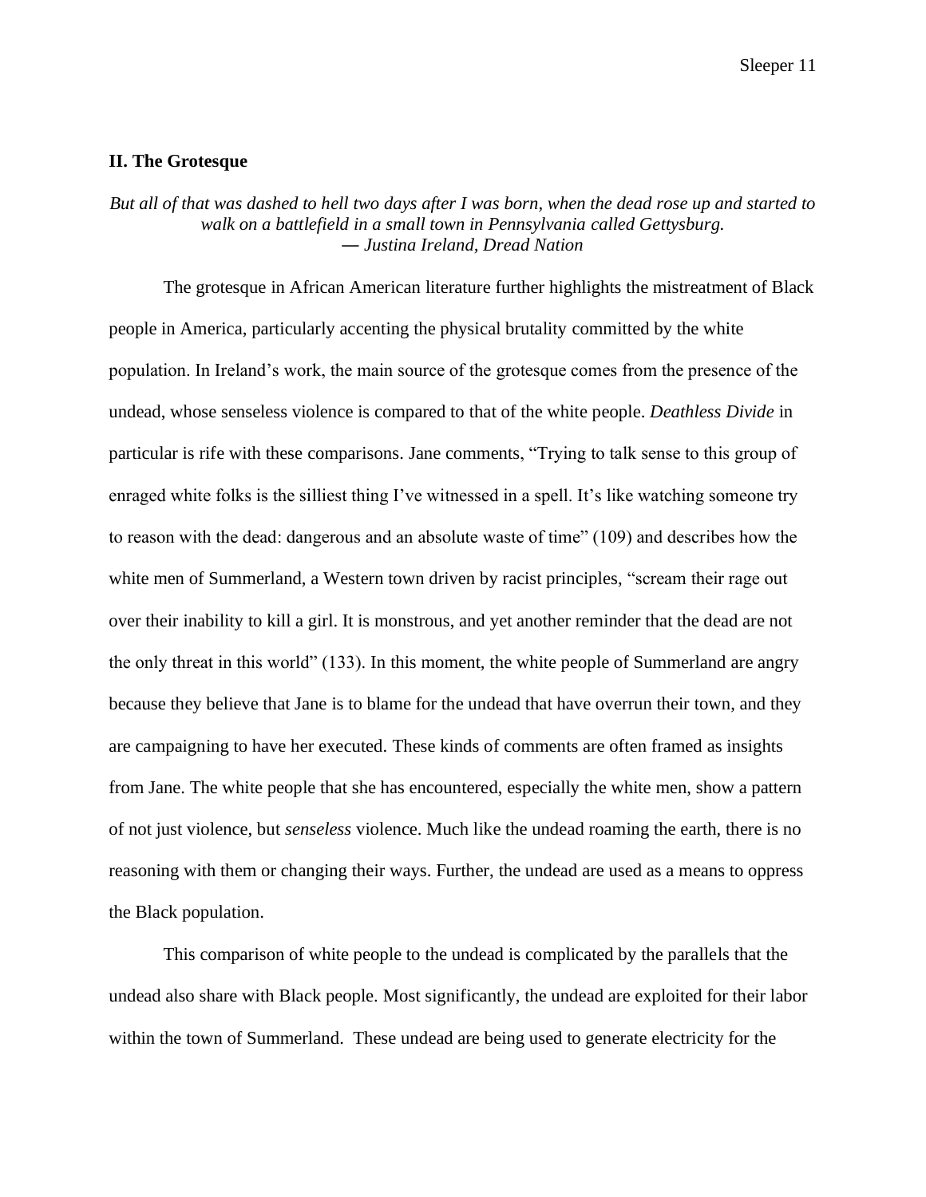## II. The Grotesque

*But all of that was dashed to hell two days after I was born, when the dead rose up and started to walk on a battlefield in a small town in Pennsylvania called Gettysburg.*
*— Justina Ireland, Dread Nation*

The grotesque in African American literature further highlights the mistreatment of Black people in America, particularly accenting the physical brutality committed by the white population. In Ireland's work, the main source of the grotesque comes from the presence of the undead, whose senseless violence is compared to that of the white people. *Deathless Divide* in particular is rife with these comparisons. Jane comments, "Trying to talk sense to this group of enraged white folks is the silliest thing I've witnessed in a spell. It's like watching someone try to reason with the dead: dangerous and an absolute waste of time" (109) and describes how the white men of Summerland, a Western town driven by racist principles, "scream their rage out over their inability to kill a girl. It is monstrous, and yet another reminder that the dead are not the only threat in this world" (133). In this moment, the white people of Summerland are angry because they believe that Jane is to blame for the undead that have overrun their town, and they are campaigning to have her executed. These kinds of comments are often framed as insights from Jane. The white people that she has encountered, especially the white men, show a pattern of not just violence, but *senseless* violence. Much like the undead roaming the earth, there is no reasoning with them or changing their ways. Further, the undead are used as a means to oppress the Black population.

This comparison of white people to the undead is complicated by the parallels that the undead also share with Black people. Most significantly, the undead are exploited for their labor within the town of Summerland. These undead are being used to generate electricity for the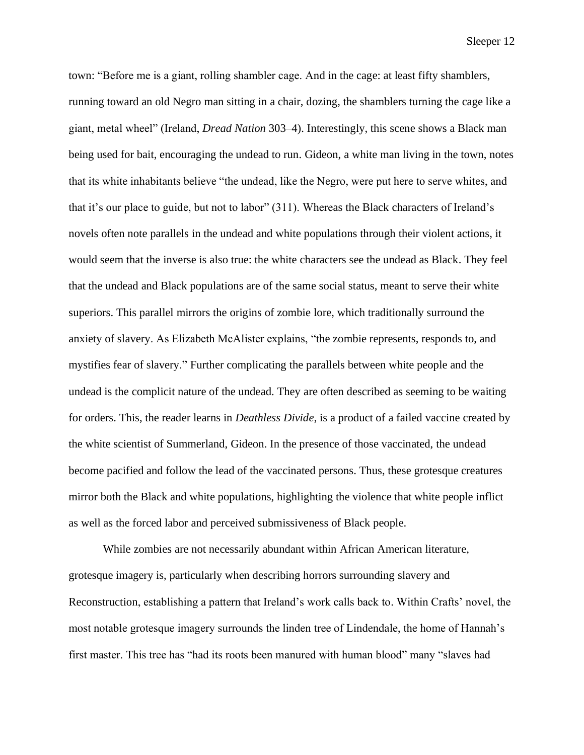town: “Before me is a giant, rolling shambler cage. And in the cage: at least fifty shamblers, running toward an old Negro man sitting in a chair, dozing, the shamblers turning the cage like a giant, metal wheel” (Ireland, *Dread Nation* 303–4). Interestingly, this scene shows a Black man being used for bait, encouraging the undead to run. Gideon, a white man living in the town, notes that its white inhabitants believe “the undead, like the Negro, were put here to serve whites, and that it’s our place to guide, but not to labor” (311). Whereas the Black characters of Ireland’s novels often note parallels in the undead and white populations through their violent actions, it would seem that the inverse is also true: the white characters see the undead as Black. They feel that the undead and Black populations are of the same social status, meant to serve their white superiors. This parallel mirrors the origins of zombie lore, which traditionally surround the anxiety of slavery. As Elizabeth McAlister explains, “the zombie represents, responds to, and mystifies fear of slavery.” Further complicating the parallels between white people and the undead is the complicit nature of the undead. They are often described as seeming to be waiting for orders. This, the reader learns in *Deathless Divide*, is a product of a failed vaccine created by the white scientist of Summerland, Gideon. In the presence of those vaccinated, the undead become pacified and follow the lead of the vaccinated persons. Thus, these grotesque creatures mirror both the Black and white populations, highlighting the violence that white people inflict as well as the forced labor and perceived submissiveness of Black people.

While zombies are not necessarily abundant within African American literature, grotesque imagery is, particularly when describing horrors surrounding slavery and Reconstruction, establishing a pattern that Ireland’s work calls back to. Within Crafts’ novel, the most notable grotesque imagery surrounds the linden tree of Lindendale, the home of Hannah’s first master. This tree has “had its roots been manured with human blood” many “slaves had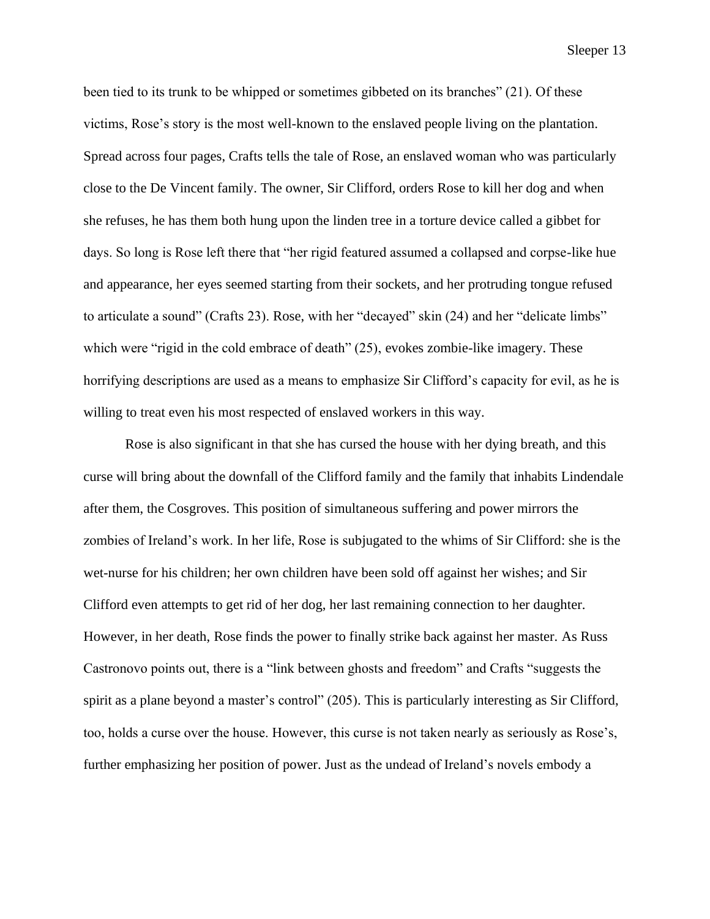been tied to its trunk to be whipped or sometimes gibbeted on its branches" (21). Of these victims, Rose's story is the most well-known to the enslaved people living on the plantation. Spread across four pages, Crafts tells the tale of Rose, an enslaved woman who was particularly close to the De Vincent family. The owner, Sir Clifford, orders Rose to kill her dog and when she refuses, he has them both hung upon the linden tree in a torture device called a gibbet for days. So long is Rose left there that "her rigid featured assumed a collapsed and corpse-like hue and appearance, her eyes seemed starting from their sockets, and her protruding tongue refused to articulate a sound" (Crafts 23). Rose, with her "decayed" skin (24) and her "delicate limbs" which were "rigid in the cold embrace of death" (25), evokes zombie-like imagery. These horrifying descriptions are used as a means to emphasize Sir Clifford's capacity for evil, as he is willing to treat even his most respected of enslaved workers in this way.

Rose is also significant in that she has cursed the house with her dying breath, and this curse will bring about the downfall of the Clifford family and the family that inhabits Lindendale after them, the Cosgroves. This position of simultaneous suffering and power mirrors the zombies of Ireland's work. In her life, Rose is subjugated to the whims of Sir Clifford: she is the wet-nurse for his children; her own children have been sold off against her wishes; and Sir Clifford even attempts to get rid of her dog, her last remaining connection to her daughter. However, in her death, Rose finds the power to finally strike back against her master. As Russ Castronovo points out, there is a "link between ghosts and freedom" and Crafts "suggests the spirit as a plane beyond a master's control" (205). This is particularly interesting as Sir Clifford, too, holds a curse over the house. However, this curse is not taken nearly as seriously as Rose's, further emphasizing her position of power. Just as the undead of Ireland's novels embody a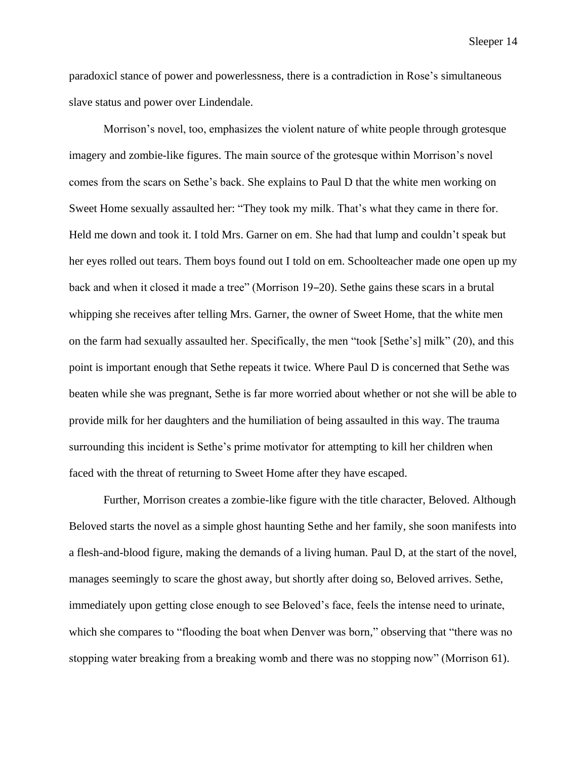paradoxicl stance of power and powerlessness, there is a contradiction in Rose's simultaneous slave status and power over Lindendale.

Morrison's novel, too, emphasizes the violent nature of white people through grotesque imagery and zombie-like figures. The main source of the grotesque within Morrison's novel comes from the scars on Sethe's back. She explains to Paul D that the white men working on Sweet Home sexually assaulted her: "They took my milk. That's what they came in there for. Held me down and took it. I told Mrs. Garner on em. She had that lump and couldn't speak but her eyes rolled out tears. Them boys found out I told on em. Schoolteacher made one open up my back and when it closed it made a tree" (Morrison 19–20). Sethe gains these scars in a brutal whipping she receives after telling Mrs. Garner, the owner of Sweet Home, that the white men on the farm had sexually assaulted her. Specifically, the men "took [Sethe's] milk" (20), and this point is important enough that Sethe repeats it twice. Where Paul D is concerned that Sethe was beaten while she was pregnant, Sethe is far more worried about whether or not she will be able to provide milk for her daughters and the humiliation of being assaulted in this way. The trauma surrounding this incident is Sethe's prime motivator for attempting to kill her children when faced with the threat of returning to Sweet Home after they have escaped.

Further, Morrison creates a zombie-like figure with the title character, Beloved. Although Beloved starts the novel as a simple ghost haunting Sethe and her family, she soon manifests into a flesh-and-blood figure, making the demands of a living human. Paul D, at the start of the novel, manages seemingly to scare the ghost away, but shortly after doing so, Beloved arrives. Sethe, immediately upon getting close enough to see Beloved's face, feels the intense need to urinate, which she compares to "flooding the boat when Denver was born," observing that "there was no stopping water breaking from a breaking womb and there was no stopping now" (Morrison 61).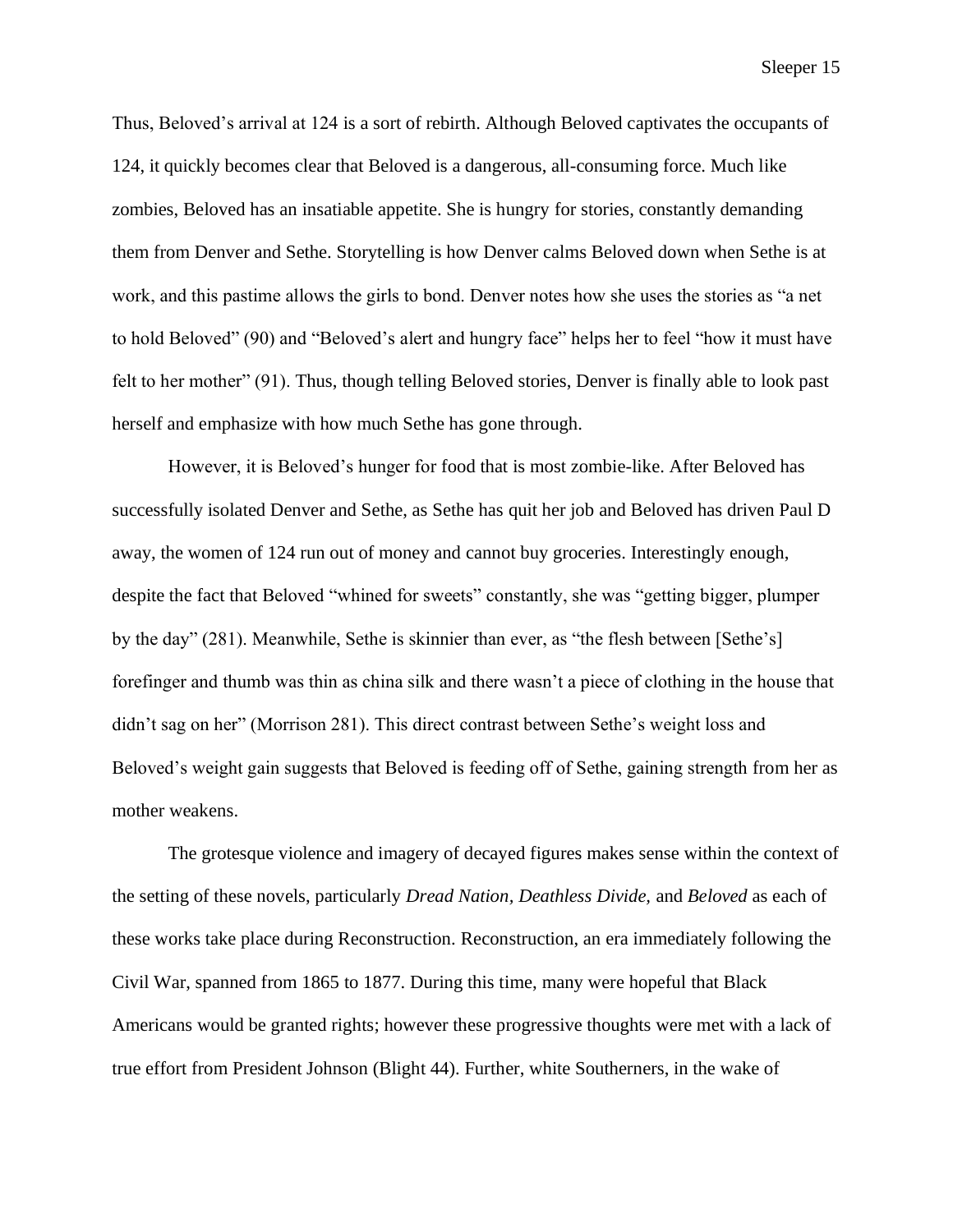Thus, Beloved's arrival at 124 is a sort of rebirth. Although Beloved captivates the occupants of 124, it quickly becomes clear that Beloved is a dangerous, all-consuming force. Much like zombies, Beloved has an insatiable appetite. She is hungry for stories, constantly demanding them from Denver and Sethe. Storytelling is how Denver calms Beloved down when Sethe is at work, and this pastime allows the girls to bond. Denver notes how she uses the stories as "a net to hold Beloved" (90) and "Beloved's alert and hungry face" helps her to feel "how it must have felt to her mother" (91). Thus, though telling Beloved stories, Denver is finally able to look past herself and emphasize with how much Sethe has gone through.

However, it is Beloved's hunger for food that is most zombie-like. After Beloved has successfully isolated Denver and Sethe, as Sethe has quit her job and Beloved has driven Paul D away, the women of 124 run out of money and cannot buy groceries. Interestingly enough, despite the fact that Beloved "whined for sweets" constantly, she was "getting bigger, plumper by the day" (281). Meanwhile, Sethe is skinnier than ever, as "the flesh between [Sethe's] forefinger and thumb was thin as china silk and there wasn't a piece of clothing in the house that didn't sag on her" (Morrison 281). This direct contrast between Sethe's weight loss and Beloved's weight gain suggests that Beloved is feeding off of Sethe, gaining strength from her as mother weakens.

The grotesque violence and imagery of decayed figures makes sense within the context of the setting of these novels, particularly *Dread Nation, Deathless Divide,* and *Beloved* as each of these works take place during Reconstruction. Reconstruction, an era immediately following the Civil War, spanned from 1865 to 1877. During this time, many were hopeful that Black Americans would be granted rights; however these progressive thoughts were met with a lack of true effort from President Johnson (Blight 44). Further, white Southerners, in the wake of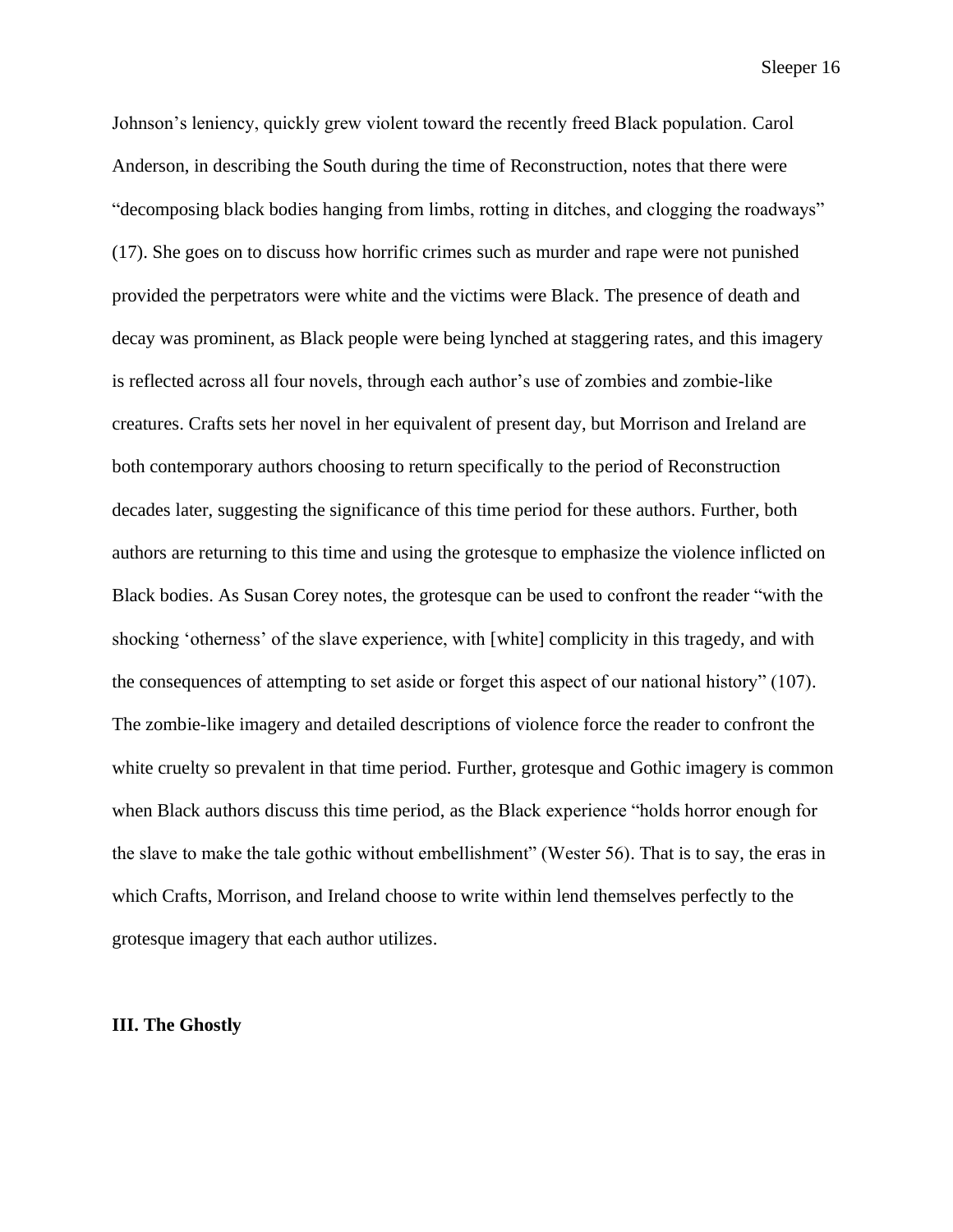Johnson's leniency, quickly grew violent toward the recently freed Black population. Carol Anderson, in describing the South during the time of Reconstruction, notes that there were "decomposing black bodies hanging from limbs, rotting in ditches, and clogging the roadways" (17). She goes on to discuss how horrific crimes such as murder and rape were not punished provided the perpetrators were white and the victims were Black. The presence of death and decay was prominent, as Black people were being lynched at staggering rates, and this imagery is reflected across all four novels, through each author's use of zombies and zombie-like creatures. Crafts sets her novel in her equivalent of present day, but Morrison and Ireland are both contemporary authors choosing to return specifically to the period of Reconstruction decades later, suggesting the significance of this time period for these authors. Further, both authors are returning to this time and using the grotesque to emphasize the violence inflicted on Black bodies. As Susan Corey notes, the grotesque can be used to confront the reader "with the shocking 'otherness' of the slave experience, with [white] complicity in this tragedy, and with the consequences of attempting to set aside or forget this aspect of our national history" (107). The zombie-like imagery and detailed descriptions of violence force the reader to confront the white cruelty so prevalent in that time period. Further, grotesque and Gothic imagery is common when Black authors discuss this time period, as the Black experience "holds horror enough for the slave to make the tale gothic without embellishment" (Wester 56). That is to say, the eras in which Crafts, Morrison, and Ireland choose to write within lend themselves perfectly to the grotesque imagery that each author utilizes.

## III. The Ghostly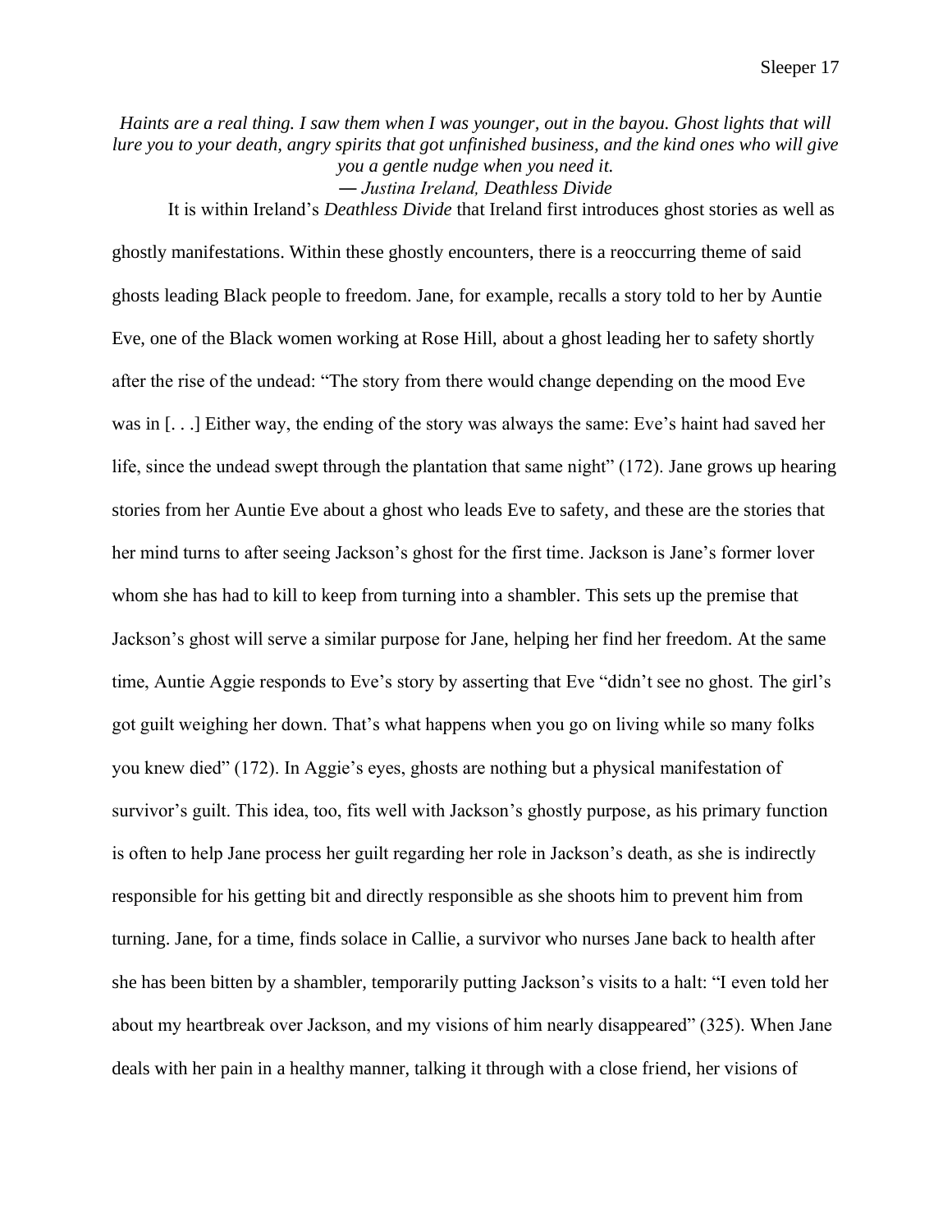*Haints are a real thing. I saw them when I was younger, out in the bayou. Ghost lights that will lure you to your death, angry spirits that got unfinished business, and the kind ones who will give you a gentle nudge when you need it.*
*— Justina Ireland, Deathless Divide*

It is within Ireland's *Deathless Divide* that Ireland first introduces ghost stories as well as ghostly manifestations. Within these ghostly encounters, there is a reoccurring theme of said ghosts leading Black people to freedom. Jane, for example, recalls a story told to her by Auntie Eve, one of the Black women working at Rose Hill, about a ghost leading her to safety shortly after the rise of the undead: "The story from there would change depending on the mood Eve was in [. . .] Either way, the ending of the story was always the same: Eve's haint had saved her life, since the undead swept through the plantation that same night" (172). Jane grows up hearing stories from her Auntie Eve about a ghost who leads Eve to safety, and these are the stories that her mind turns to after seeing Jackson's ghost for the first time. Jackson is Jane's former lover whom she has had to kill to keep from turning into a shambler. This sets up the premise that Jackson's ghost will serve a similar purpose for Jane, helping her find her freedom. At the same time, Auntie Aggie responds to Eve's story by asserting that Eve "didn't see no ghost. The girl's got guilt weighing her down. That's what happens when you go on living while so many folks you knew died" (172). In Aggie's eyes, ghosts are nothing but a physical manifestation of survivor's guilt. This idea, too, fits well with Jackson's ghostly purpose, as his primary function is often to help Jane process her guilt regarding her role in Jackson's death, as she is indirectly responsible for his getting bit and directly responsible as she shoots him to prevent him from turning. Jane, for a time, finds solace in Callie, a survivor who nurses Jane back to health after she has been bitten by a shambler, temporarily putting Jackson's visits to a halt: "I even told her about my heartbreak over Jackson, and my visions of him nearly disappeared" (325). When Jane deals with her pain in a healthy manner, talking it through with a close friend, her visions of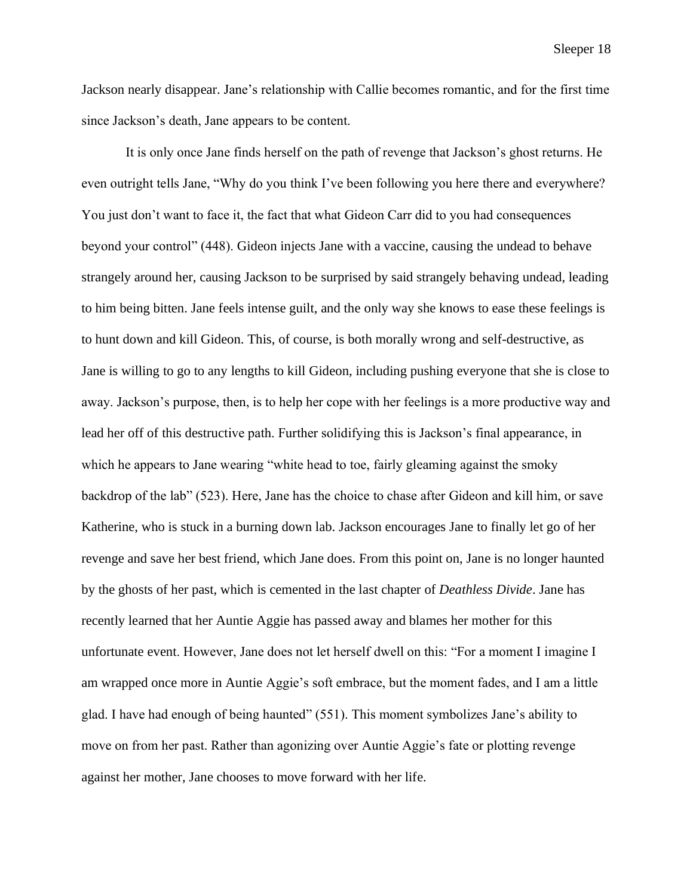Jackson nearly disappear. Jane's relationship with Callie becomes romantic, and for the first time since Jackson's death, Jane appears to be content.

It is only once Jane finds herself on the path of revenge that Jackson's ghost returns. He even outright tells Jane, "Why do you think I've been following you here there and everywhere? You just don't want to face it, the fact that what Gideon Carr did to you had consequences beyond your control" (448). Gideon injects Jane with a vaccine, causing the undead to behave strangely around her, causing Jackson to be surprised by said strangely behaving undead, leading to him being bitten. Jane feels intense guilt, and the only way she knows to ease these feelings is to hunt down and kill Gideon. This, of course, is both morally wrong and self-destructive, as Jane is willing to go to any lengths to kill Gideon, including pushing everyone that she is close to away. Jackson's purpose, then, is to help her cope with her feelings is a more productive way and lead her off of this destructive path. Further solidifying this is Jackson's final appearance, in which he appears to Jane wearing "white head to toe, fairly gleaming against the smoky backdrop of the lab" (523). Here, Jane has the choice to chase after Gideon and kill him, or save Katherine, who is stuck in a burning down lab. Jackson encourages Jane to finally let go of her revenge and save her best friend, which Jane does. From this point on, Jane is no longer haunted by the ghosts of her past, which is cemented in the last chapter of *Deathless Divide*. Jane has recently learned that her Auntie Aggie has passed away and blames her mother for this unfortunate event. However, Jane does not let herself dwell on this: "For a moment I imagine I am wrapped once more in Auntie Aggie's soft embrace, but the moment fades, and I am a little glad. I have had enough of being haunted" (551). This moment symbolizes Jane's ability to move on from her past. Rather than agonizing over Auntie Aggie's fate or plotting revenge against her mother, Jane chooses to move forward with her life.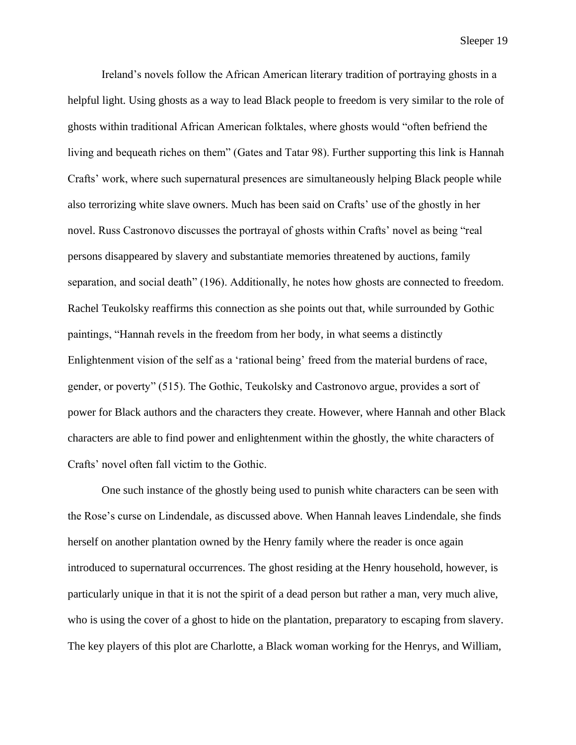Ireland's novels follow the African American literary tradition of portraying ghosts in a helpful light. Using ghosts as a way to lead Black people to freedom is very similar to the role of ghosts within traditional African American folktales, where ghosts would "often befriend the living and bequeath riches on them" (Gates and Tatar 98). Further supporting this link is Hannah Crafts' work, where such supernatural presences are simultaneously helping Black people while also terrorizing white slave owners. Much has been said on Crafts' use of the ghostly in her novel. Russ Castronovo discusses the portrayal of ghosts within Crafts' novel as being "real persons disappeared by slavery and substantiate memories threatened by auctions, family separation, and social death" (196). Additionally, he notes how ghosts are connected to freedom. Rachel Teukolsky reaffirms this connection as she points out that, while surrounded by Gothic paintings, "Hannah revels in the freedom from her body, in what seems a distinctly Enlightenment vision of the self as a 'rational being' freed from the material burdens of race, gender, or poverty" (515). The Gothic, Teukolsky and Castronovo argue, provides a sort of power for Black authors and the characters they create. However, where Hannah and other Black characters are able to find power and enlightenment within the ghostly, the white characters of Crafts' novel often fall victim to the Gothic.

One such instance of the ghostly being used to punish white characters can be seen with the Rose's curse on Lindendale, as discussed above. When Hannah leaves Lindendale, she finds herself on another plantation owned by the Henry family where the reader is once again introduced to supernatural occurrences. The ghost residing at the Henry household, however, is particularly unique in that it is not the spirit of a dead person but rather a man, very much alive, who is using the cover of a ghost to hide on the plantation, preparatory to escaping from slavery. The key players of this plot are Charlotte, a Black woman working for the Henrys, and William,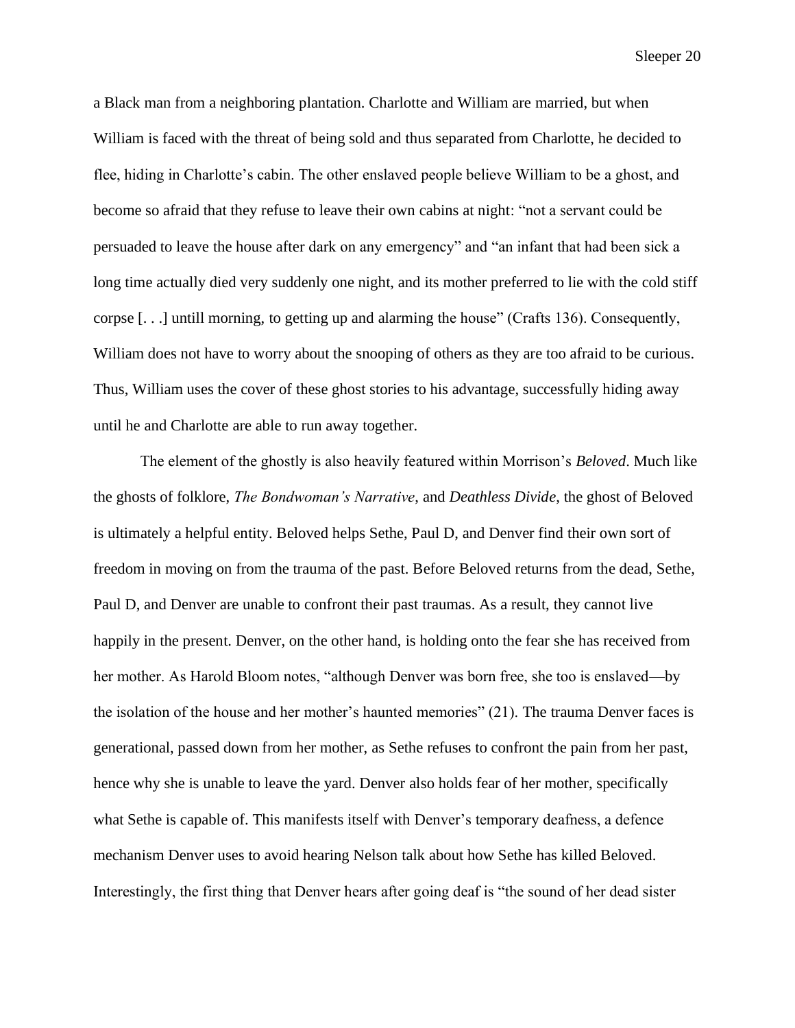a Black man from a neighboring plantation. Charlotte and William are married, but when William is faced with the threat of being sold and thus separated from Charlotte, he decided to flee, hiding in Charlotte's cabin. The other enslaved people believe William to be a ghost, and become so afraid that they refuse to leave their own cabins at night: "not a servant could be persuaded to leave the house after dark on any emergency" and "an infant that had been sick a long time actually died very suddenly one night, and its mother preferred to lie with the cold stiff corpse [. . .] untill morning, to getting up and alarming the house" (Crafts 136). Consequently, William does not have to worry about the snooping of others as they are too afraid to be curious. Thus, William uses the cover of these ghost stories to his advantage, successfully hiding away until he and Charlotte are able to run away together.

The element of the ghostly is also heavily featured within Morrison's *Beloved*. Much like the ghosts of folklore, *The Bondwoman's Narrative*, and *Deathless Divide*, the ghost of Beloved is ultimately a helpful entity. Beloved helps Sethe, Paul D, and Denver find their own sort of freedom in moving on from the trauma of the past. Before Beloved returns from the dead, Sethe, Paul D, and Denver are unable to confront their past traumas. As a result, they cannot live happily in the present. Denver, on the other hand, is holding onto the fear she has received from her mother. As Harold Bloom notes, "although Denver was born free, she too is enslaved—by the isolation of the house and her mother's haunted memories" (21). The trauma Denver faces is generational, passed down from her mother, as Sethe refuses to confront the pain from her past, hence why she is unable to leave the yard. Denver also holds fear of her mother, specifically what Sethe is capable of. This manifests itself with Denver's temporary deafness, a defence mechanism Denver uses to avoid hearing Nelson talk about how Sethe has killed Beloved. Interestingly, the first thing that Denver hears after going deaf is "the sound of her dead sister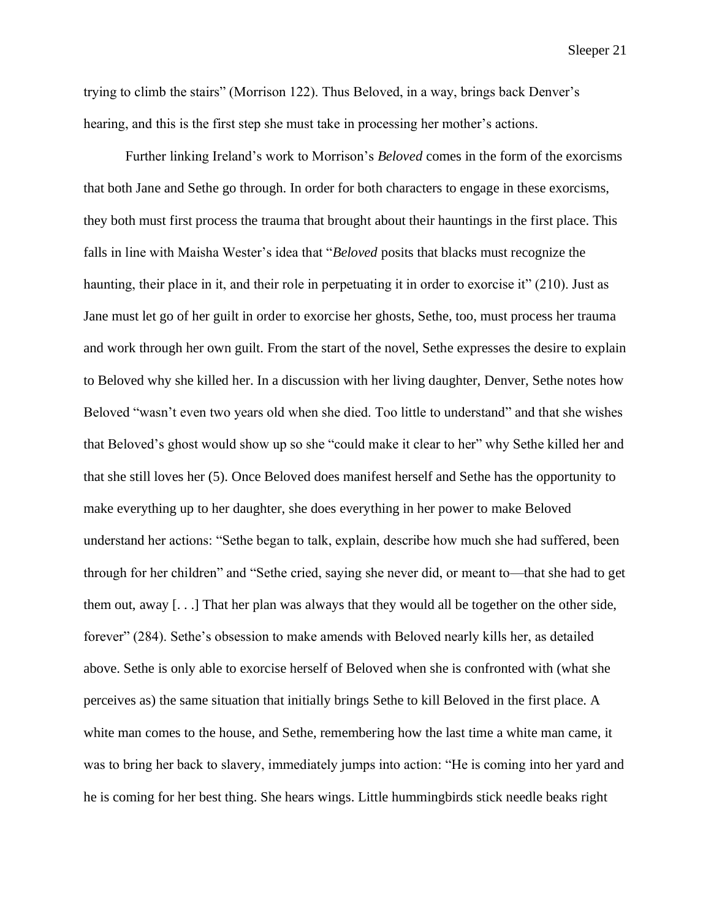trying to climb the stairs" (Morrison 122). Thus Beloved, in a way, brings back Denver's hearing, and this is the first step she must take in processing her mother's actions.

Further linking Ireland's work to Morrison's *Beloved* comes in the form of the exorcisms that both Jane and Sethe go through. In order for both characters to engage in these exorcisms, they both must first process the trauma that brought about their hauntings in the first place. This falls in line with Maisha Wester's idea that "*Beloved* posits that blacks must recognize the haunting, their place in it, and their role in perpetuating it in order to exorcise it" (210). Just as Jane must let go of her guilt in order to exorcise her ghosts, Sethe, too, must process her trauma and work through her own guilt. From the start of the novel, Sethe expresses the desire to explain to Beloved why she killed her. In a discussion with her living daughter, Denver, Sethe notes how Beloved "wasn't even two years old when she died. Too little to understand" and that she wishes that Beloved's ghost would show up so she "could make it clear to her" why Sethe killed her and that she still loves her (5). Once Beloved does manifest herself and Sethe has the opportunity to make everything up to her daughter, she does everything in her power to make Beloved understand her actions: "Sethe began to talk, explain, describe how much she had suffered, been through for her children" and "Sethe cried, saying she never did, or meant to—that she had to get them out, away [. . .] That her plan was always that they would all be together on the other side, forever" (284). Sethe's obsession to make amends with Beloved nearly kills her, as detailed above. Sethe is only able to exorcise herself of Beloved when she is confronted with (what she perceives as) the same situation that initially brings Sethe to kill Beloved in the first place. A white man comes to the house, and Sethe, remembering how the last time a white man came, it was to bring her back to slavery, immediately jumps into action: "He is coming into her yard and he is coming for her best thing. She hears wings. Little hummingbirds stick needle beaks right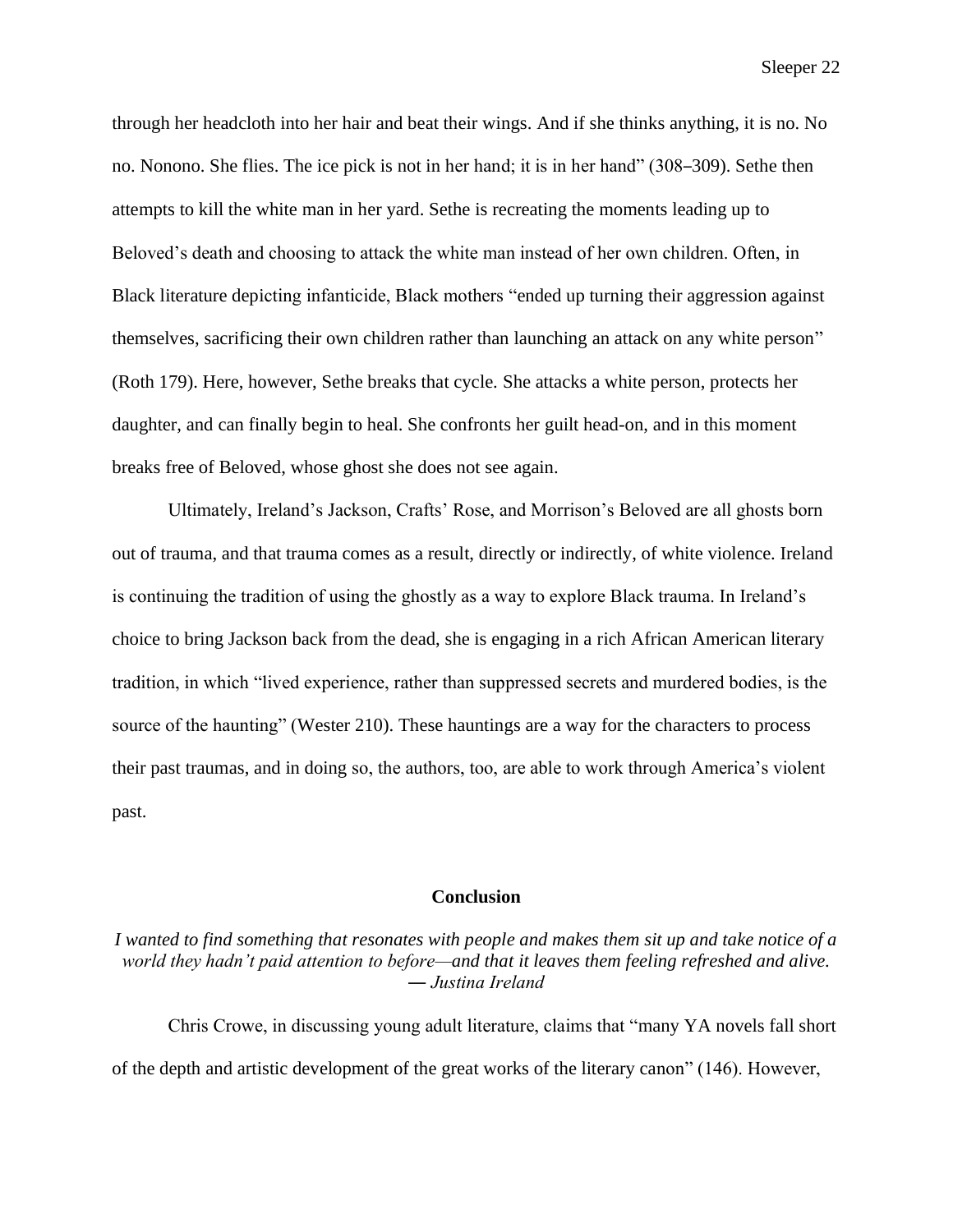through her headcloth into her hair and beat their wings. And if she thinks anything, it is no. No no. Nonono. She flies. The ice pick is not in her hand; it is in her hand" (308–309). Sethe then attempts to kill the white man in her yard. Sethe is recreating the moments leading up to Beloved's death and choosing to attack the white man instead of her own children. Often, in Black literature depicting infanticide, Black mothers "ended up turning their aggression against themselves, sacrificing their own children rather than launching an attack on any white person" (Roth 179). Here, however, Sethe breaks that cycle. She attacks a white person, protects her daughter, and can finally begin to heal. She confronts her guilt head-on, and in this moment breaks free of Beloved, whose ghost she does not see again.

Ultimately, Ireland's Jackson, Crafts' Rose, and Morrison's Beloved are all ghosts born out of trauma, and that trauma comes as a result, directly or indirectly, of white violence. Ireland is continuing the tradition of using the ghostly as a way to explore Black trauma. In Ireland's choice to bring Jackson back from the dead, she is engaging in a rich African American literary tradition, in which "lived experience, rather than suppressed secrets and murdered bodies, is the source of the haunting" (Wester 210). These hauntings are a way for the characters to process their past traumas, and in doing so, the authors, too, are able to work through America's violent past.

## Conclusion

*I wanted to find something that resonates with people and makes them sit up and take notice of a world they hadn't paid attention to before—and that it leaves them feeling refreshed and alive.*
*― Justina Ireland*

Chris Crowe, in discussing young adult literature, claims that "many YA novels fall short of the depth and artistic development of the great works of the literary canon" (146). However,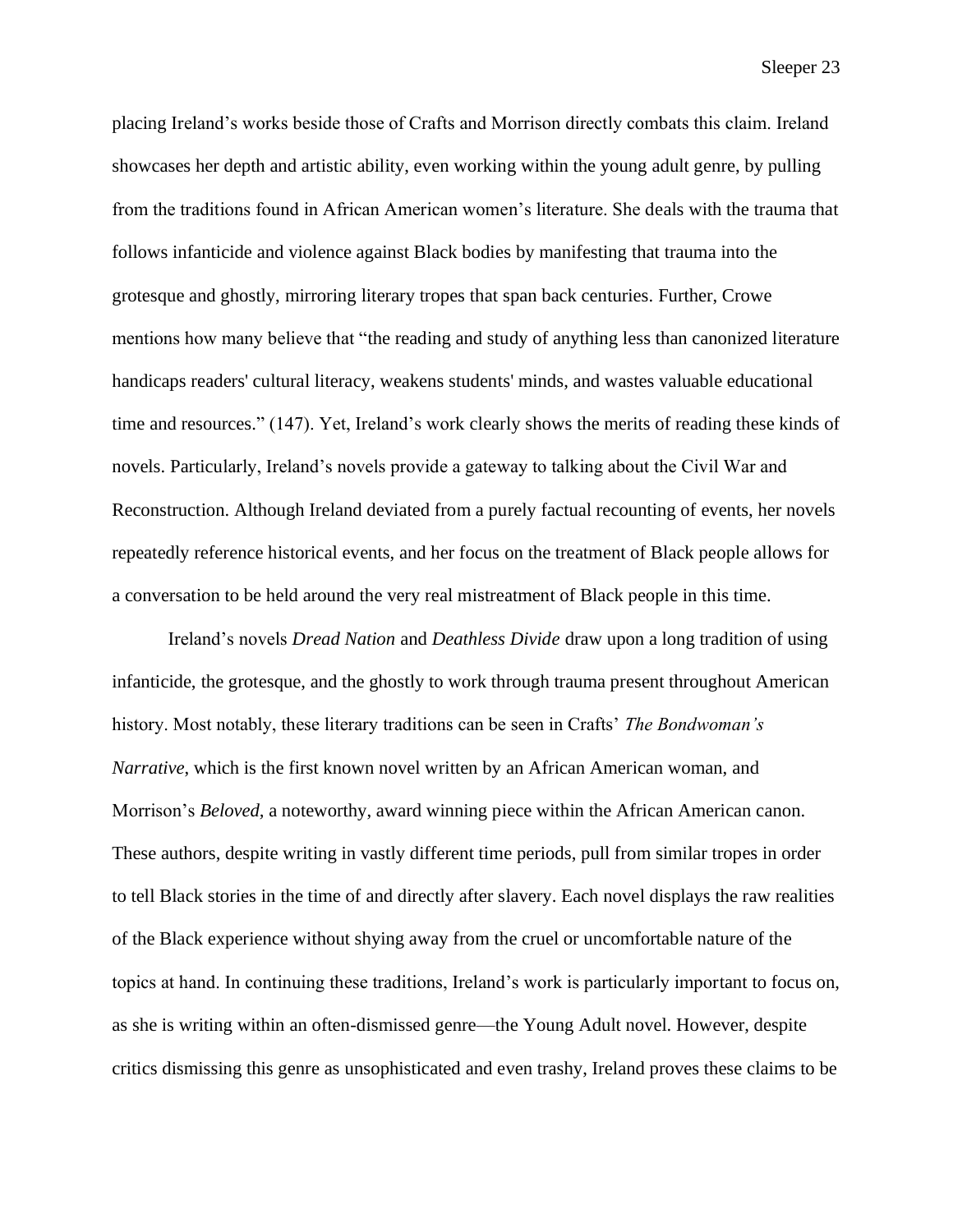placing Ireland's works beside those of Crafts and Morrison directly combats this claim. Ireland showcases her depth and artistic ability, even working within the young adult genre, by pulling from the traditions found in African American women's literature. She deals with the trauma that follows infanticide and violence against Black bodies by manifesting that trauma into the grotesque and ghostly, mirroring literary tropes that span back centuries. Further, Crowe mentions how many believe that "the reading and study of anything less than canonized literature handicaps readers' cultural literacy, weakens students' minds, and wastes valuable educational time and resources." (147). Yet, Ireland's work clearly shows the merits of reading these kinds of novels. Particularly, Ireland's novels provide a gateway to talking about the Civil War and Reconstruction. Although Ireland deviated from a purely factual recounting of events, her novels repeatedly reference historical events, and her focus on the treatment of Black people allows for a conversation to be held around the very real mistreatment of Black people in this time.

Ireland's novels *Dread Nation* and *Deathless Divide* draw upon a long tradition of using infanticide, the grotesque, and the ghostly to work through trauma present throughout American history. Most notably, these literary traditions can be seen in Crafts' *The Bondwoman's Narrative*, which is the first known novel written by an African American woman, and Morrison's *Beloved*, a noteworthy, award winning piece within the African American canon. These authors, despite writing in vastly different time periods, pull from similar tropes in order to tell Black stories in the time of and directly after slavery. Each novel displays the raw realities of the Black experience without shying away from the cruel or uncomfortable nature of the topics at hand. In continuing these traditions, Ireland's work is particularly important to focus on, as she is writing within an often-dismissed genre—the Young Adult novel. However, despite critics dismissing this genre as unsophisticated and even trashy, Ireland proves these claims to be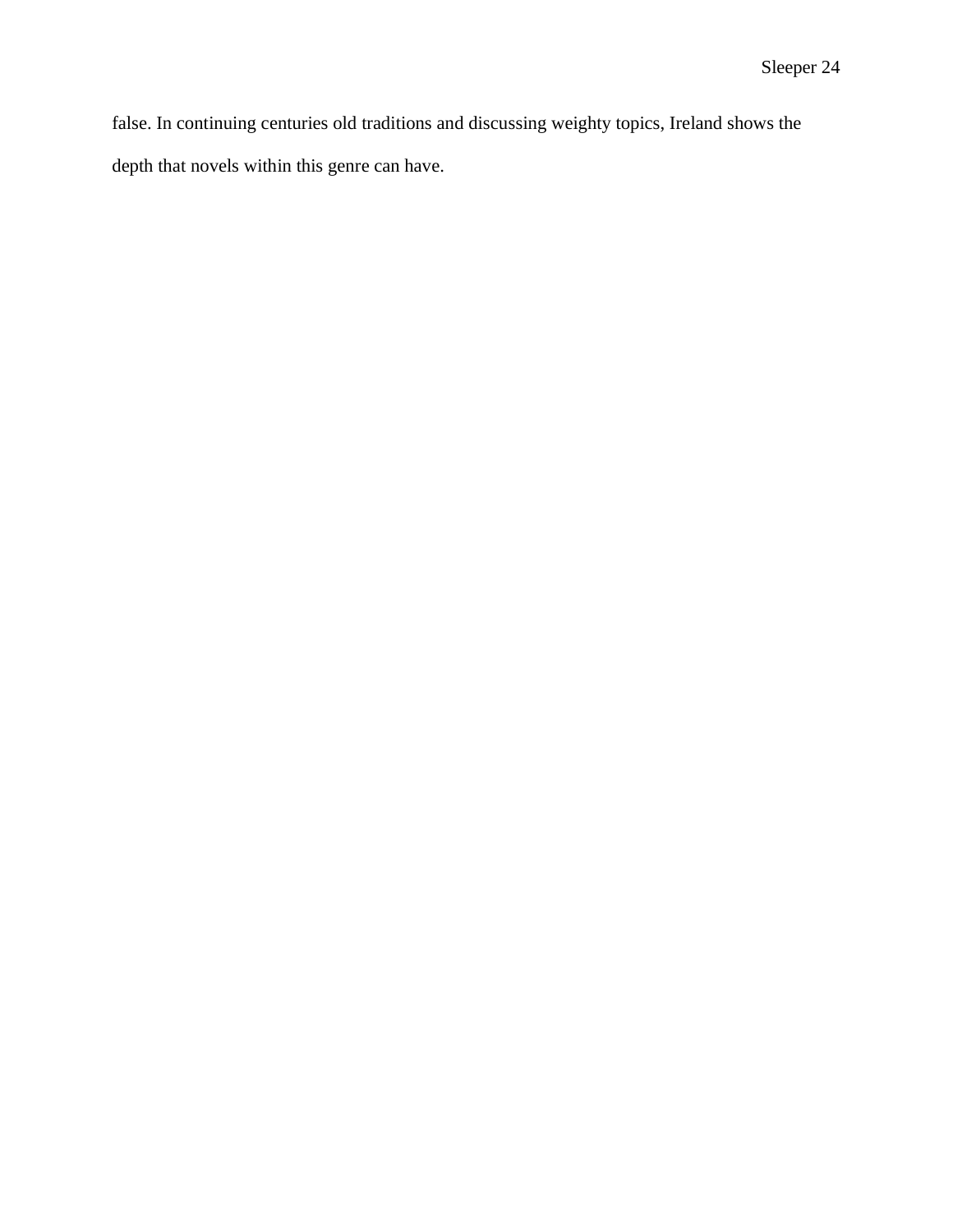false. In continuing centuries old traditions and discussing weighty topics, Ireland shows the depth that novels within this genre can have.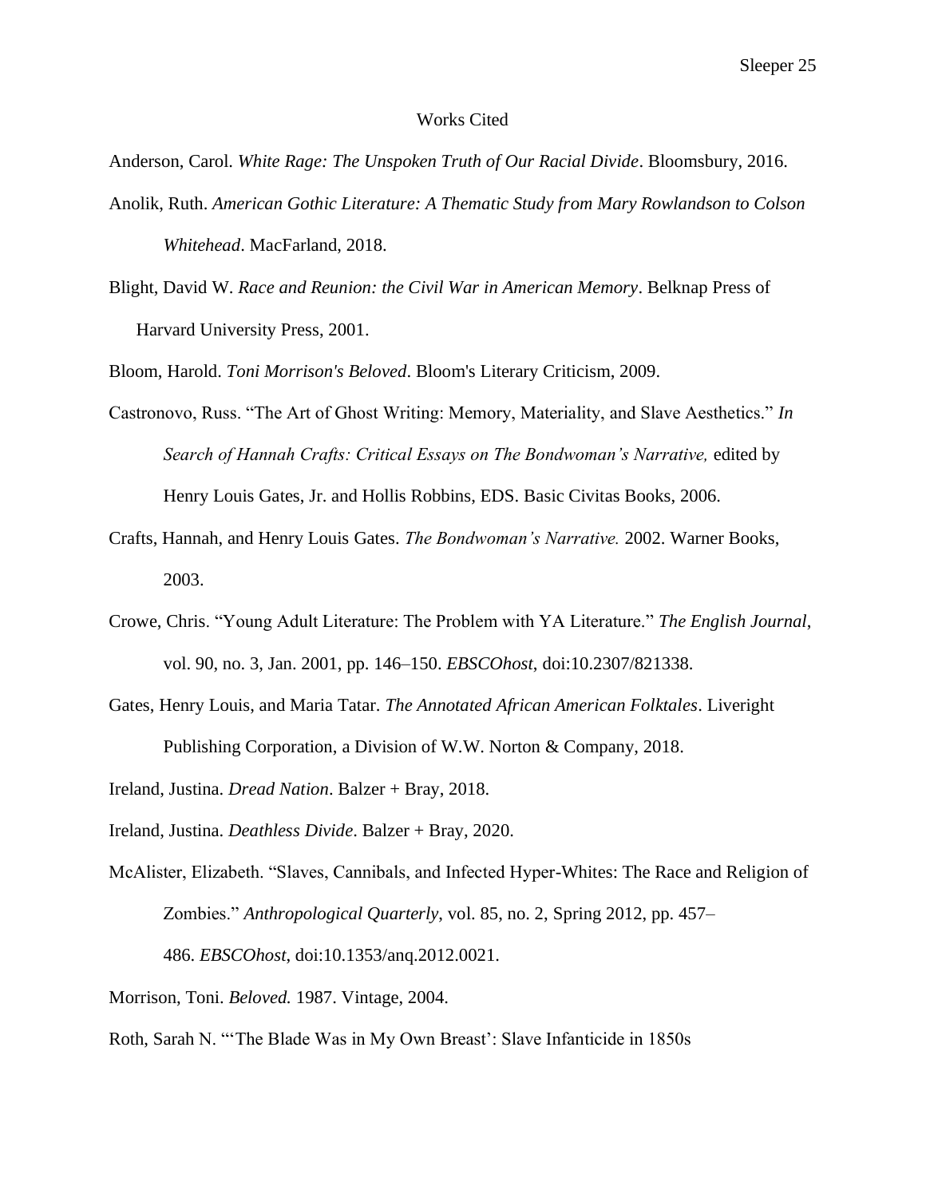# Works Cited

Anderson, Carol. *White Rage: The Unspoken Truth of Our Racial Divide*. Bloomsbury, 2016.

Anolik, Ruth. *American Gothic Literature: A Thematic Study from Mary Rowlandson to Colson Whitehead*. MacFarland, 2018.

Blight, David W. *Race and Reunion: the Civil War in American Memory*. Belknap Press of Harvard University Press, 2001.

Bloom, Harold. *Toni Morrison's Beloved*. Bloom's Literary Criticism, 2009.

Castronovo, Russ. "The Art of Ghost Writing: Memory, Materiality, and Slave Aesthetics." *In Search of Hannah Crafts: Critical Essays on The Bondwoman's Narrative,* edited by Henry Louis Gates, Jr. and Hollis Robbins, EDS. Basic Civitas Books, 2006.

Crafts, Hannah, and Henry Louis Gates. *The Bondwoman's Narrative.* 2002. Warner Books, 2003.

Crowe, Chris. "Young Adult Literature: The Problem with YA Literature." *The English Journal*, vol. 90, no. 3, Jan. 2001, pp. 146–150. *EBSCOhost*, doi:10.2307/821338.

Gates, Henry Louis, and Maria Tatar. *The Annotated African American Folktales*. Liveright Publishing Corporation, a Division of W.W. Norton & Company, 2018.

Ireland, Justina. *Dread Nation*. Balzer + Bray, 2018.

Ireland, Justina. *Deathless Divide*. Balzer + Bray, 2020.

McAlister, Elizabeth. "Slaves, Cannibals, and Infected Hyper-Whites: The Race and Religion of Zombies." *Anthropological Quarterly*, vol. 85, no. 2, Spring 2012, pp. 457–486. *EBSCOhost*, doi:10.1353/anq.2012.0021.

Morrison, Toni. *Beloved.* 1987. Vintage, 2004.

Roth, Sarah N. "'The Blade Was in My Own Breast': Slave Infanticide in 1850s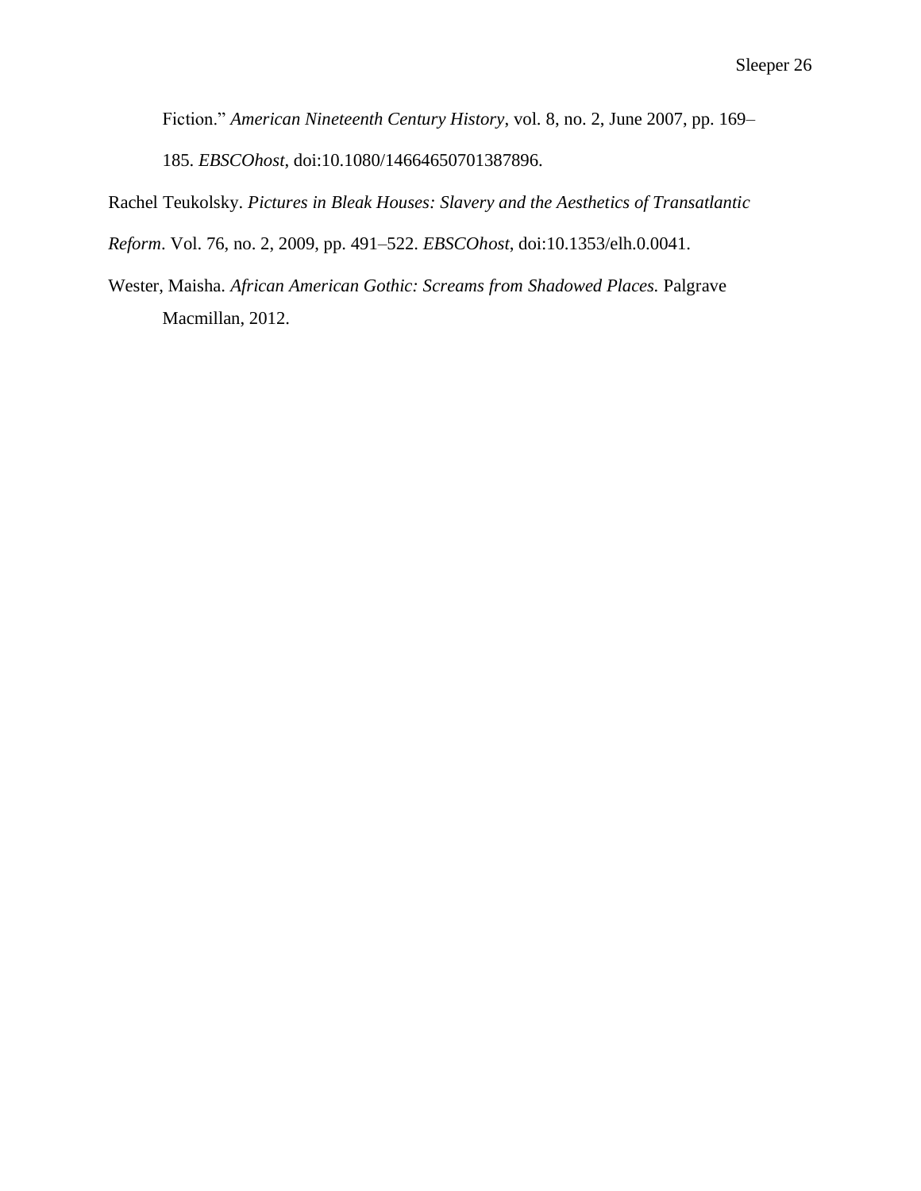Fiction." *American Nineteenth Century History*, vol. 8, no. 2, June 2007, pp. 169–185. *EBSCOhost*, doi:10.1080/14664650701387896.

Rachel Teukolsky. *Pictures in Bleak Houses: Slavery and the Aesthetics of Transatlantic Reform*. Vol. 76, no. 2, 2009, pp. 491–522. *EBSCOhost*, doi:10.1353/elh.0.0041.

Wester, Maisha. *African American Gothic: Screams from Shadowed Places.* Palgrave Macmillan, 2012.